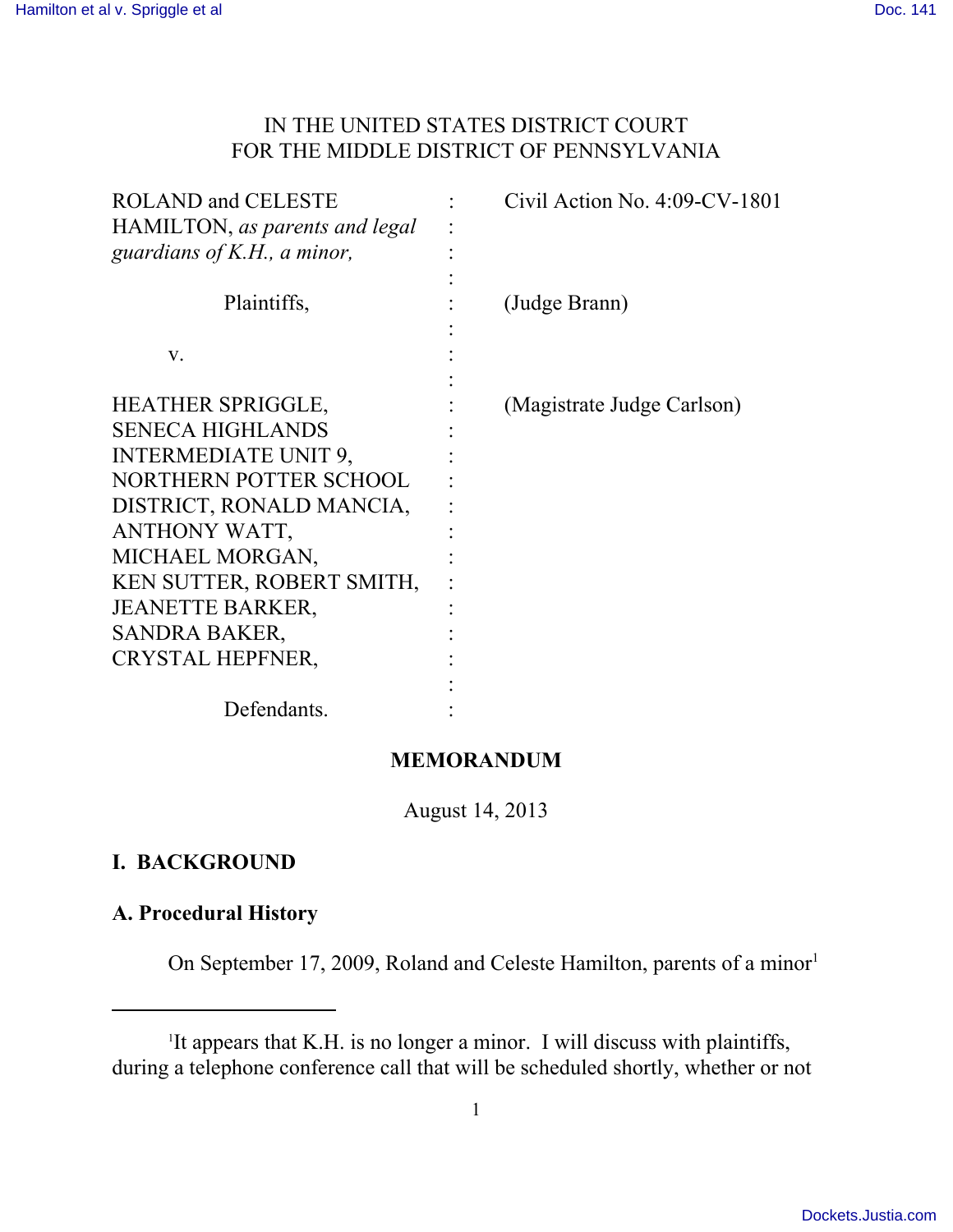IN THE UNITED STATES DISTRICT COURT
FOR THE MIDDLE DISTRICT OF PENNSYLVANIA

| | | |
|---|---|---|
| ROLAND and CELESTE HAMILTON, *as parents and legal guardians of K.H., a minor,* | : | Civil Action No. 4:09-CV-1801 |
| Plaintiffs, | : | (Judge Brann) |
| v. | : | |
| HEATHER SPRIGGLE, SENECA HIGHLANDS INTERMEDIATE UNIT 9, NORTHERN POTTER SCHOOL DISTRICT, RONALD MANCIA, ANTHONY WATT, MICHAEL MORGAN, KEN SUTTER, ROBERT SMITH, JEANETTE BARKER, SANDRA BAKER, CRYSTAL HEPFNER, | : | (Magistrate Judge Carlson) |
| Defendants. | : | |

**MEMORANDUM**

August 14, 2013

## I. BACKGROUND

### A. Procedural History

On September 17, 2009, Roland and Celeste Hamilton, parents of a minor[1]

[1]It appears that K.H. is no longer a minor. I will discuss with plaintiffs, during a telephone conference call that will be scheduled shortly, whether or not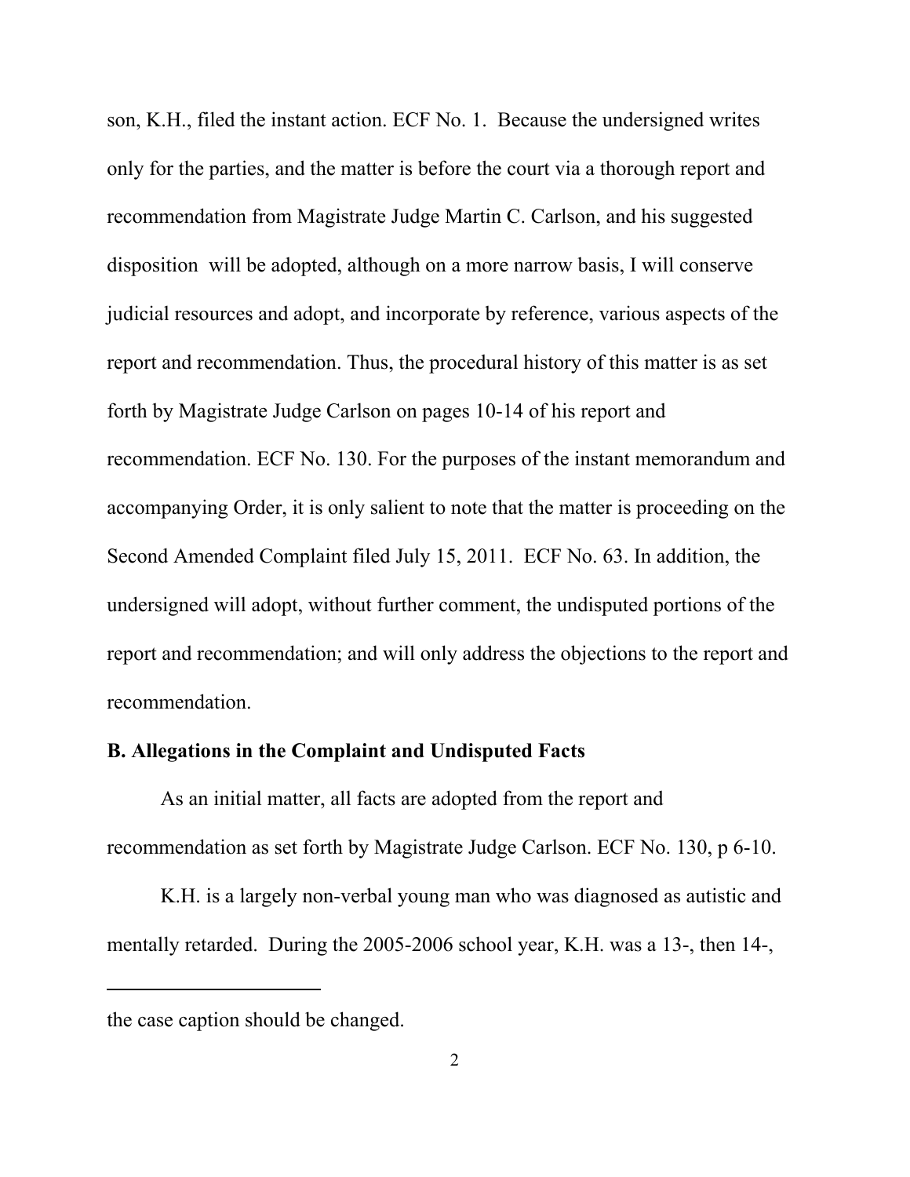son, K.H., filed the instant action. ECF No. 1. Because the undersigned writes only for the parties, and the matter is before the court via a thorough report and recommendation from Magistrate Judge Martin C. Carlson, and his suggested disposition will be adopted, although on a more narrow basis, I will conserve judicial resources and adopt, and incorporate by reference, various aspects of the report and recommendation. Thus, the procedural history of this matter is as set forth by Magistrate Judge Carlson on pages 10-14 of his report and recommendation. ECF No. 130. For the purposes of the instant memorandum and accompanying Order, it is only salient to note that the matter is proceeding on the Second Amended Complaint filed July 15, 2011. ECF No. 63. In addition, the undersigned will adopt, without further comment, the undisputed portions of the report and recommendation; and will only address the objections to the report and recommendation.

**B. Allegations in the Complaint and Undisputed Facts**

As an initial matter, all facts are adopted from the report and recommendation as set forth by Magistrate Judge Carlson. ECF No. 130, p 6-10.

K.H. is a largely non-verbal young man who was diagnosed as autistic and mentally retarded. During the 2005-2006 school year, K.H. was a 13-, then 14-,

---

the case caption should be changed.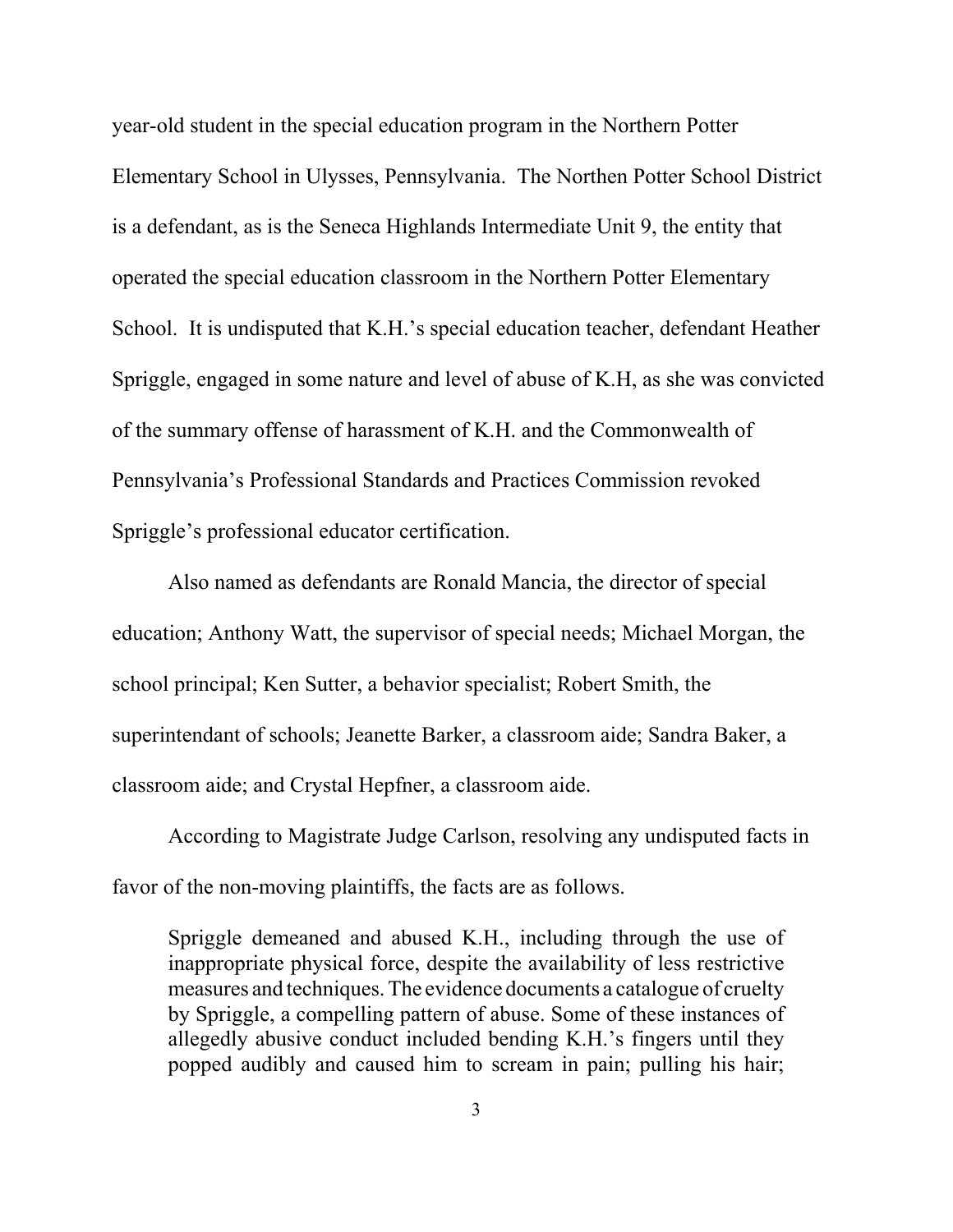year-old student in the special education program in the Northern Potter Elementary School in Ulysses, Pennsylvania. The Northen Potter School District is a defendant, as is the Seneca Highlands Intermediate Unit 9, the entity that operated the special education classroom in the Northern Potter Elementary School. It is undisputed that K.H.'s special education teacher, defendant Heather Spriggle, engaged in some nature and level of abuse of K.H, as she was convicted of the summary offense of harassment of K.H. and the Commonwealth of Pennsylvania's Professional Standards and Practices Commission revoked Spriggle's professional educator certification.

Also named as defendants are Ronald Mancia, the director of special education; Anthony Watt, the supervisor of special needs; Michael Morgan, the school principal; Ken Sutter, a behavior specialist; Robert Smith, the superintendant of schools; Jeanette Barker, a classroom aide; Sandra Baker, a classroom aide; and Crystal Hepfner, a classroom aide.

According to Magistrate Judge Carlson, resolving any undisputed facts in favor of the non-moving plaintiffs, the facts are as follows.

> Spriggle demeaned and abused K.H., including through the use of inappropriate physical force, despite the availability of less restrictive measures and techniques. The evidence documents a catalogue of cruelty by Spriggle, a compelling pattern of abuse. Some of these instances of allegedly abusive conduct included bending K.H.'s fingers until they popped audibly and caused him to scream in pain; pulling his hair;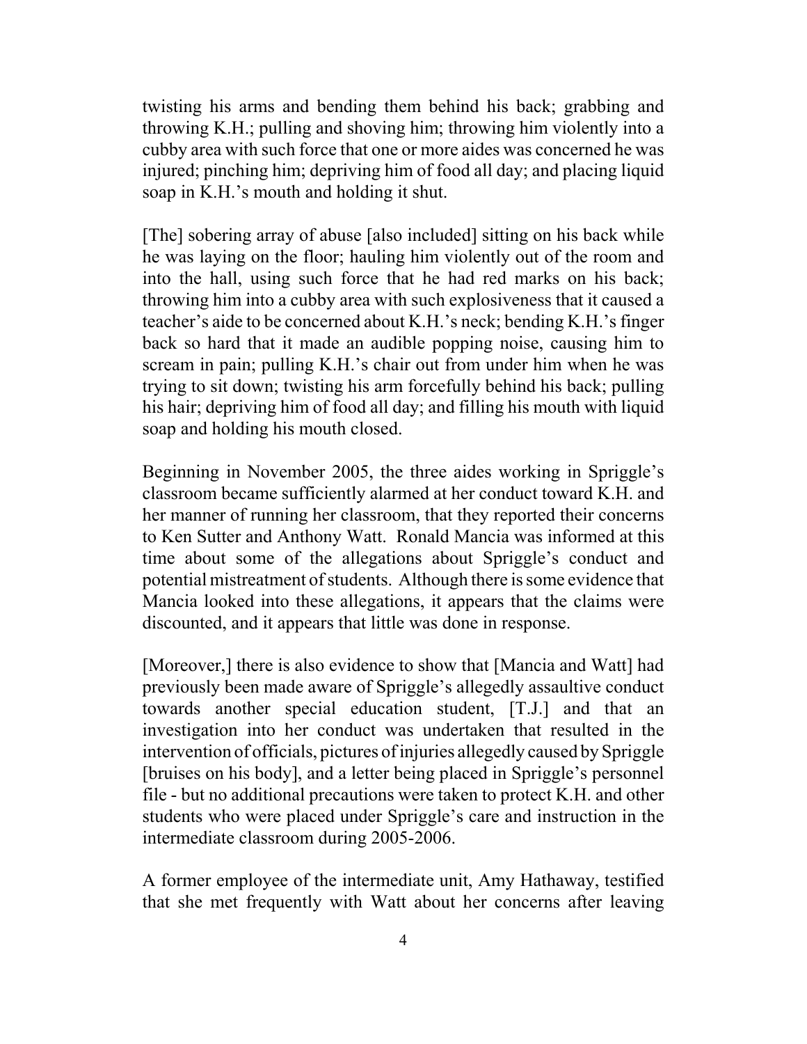twisting his arms and bending them behind his back; grabbing and throwing K.H.; pulling and shoving him; throwing him violently into a cubby area with such force that one or more aides was concerned he was injured; pinching him; depriving him of food all day; and placing liquid soap in K.H.'s mouth and holding it shut.

[The] sobering array of abuse [also included] sitting on his back while he was laying on the floor; hauling him violently out of the room and into the hall, using such force that he had red marks on his back; throwing him into a cubby area with such explosiveness that it caused a teacher's aide to be concerned about K.H.'s neck; bending K.H.'s finger back so hard that it made an audible popping noise, causing him to scream in pain; pulling K.H.'s chair out from under him when he was trying to sit down; twisting his arm forcefully behind his back; pulling his hair; depriving him of food all day; and filling his mouth with liquid soap and holding his mouth closed.

Beginning in November 2005, the three aides working in Spriggle's classroom became sufficiently alarmed at her conduct toward K.H. and her manner of running her classroom, that they reported their concerns to Ken Sutter and Anthony Watt. Ronald Mancia was informed at this time about some of the allegations about Spriggle's conduct and potential mistreatment of students. Although there is some evidence that Mancia looked into these allegations, it appears that the claims were discounted, and it appears that little was done in response.

[Moreover,] there is also evidence to show that [Mancia and Watt] had previously been made aware of Spriggle's allegedly assaultive conduct towards another special education student, [T.J.] and that an investigation into her conduct was undertaken that resulted in the intervention of officials, pictures of injuries allegedly caused by Spriggle [bruises on his body], and a letter being placed in Spriggle's personnel file - but no additional precautions were taken to protect K.H. and other students who were placed under Spriggle's care and instruction in the intermediate classroom during 2005-2006.

A former employee of the intermediate unit, Amy Hathaway, testified that she met frequently with Watt about her concerns after leaving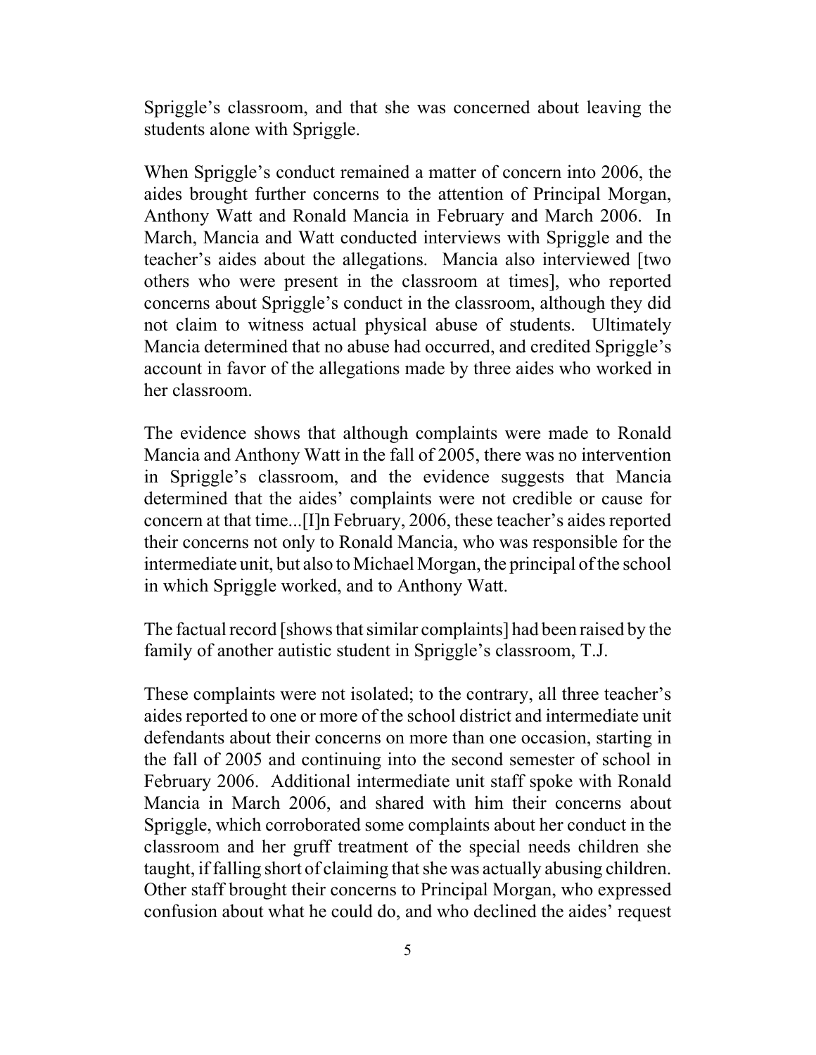Spriggle's classroom, and that she was concerned about leaving the students alone with Spriggle.

When Spriggle's conduct remained a matter of concern into 2006, the aides brought further concerns to the attention of Principal Morgan, Anthony Watt and Ronald Mancia in February and March 2006. In March, Mancia and Watt conducted interviews with Spriggle and the teacher's aides about the allegations. Mancia also interviewed [two others who were present in the classroom at times], who reported concerns about Spriggle's conduct in the classroom, although they did not claim to witness actual physical abuse of students. Ultimately Mancia determined that no abuse had occurred, and credited Spriggle's account in favor of the allegations made by three aides who worked in her classroom.

The evidence shows that although complaints were made to Ronald Mancia and Anthony Watt in the fall of 2005, there was no intervention in Spriggle's classroom, and the evidence suggests that Mancia determined that the aides' complaints were not credible or cause for concern at that time...[I]n February, 2006, these teacher's aides reported their concerns not only to Ronald Mancia, who was responsible for the intermediate unit, but also to Michael Morgan, the principal of the school in which Spriggle worked, and to Anthony Watt.

The factual record [shows that similar complaints] had been raised by the family of another autistic student in Spriggle's classroom, T.J.

These complaints were not isolated; to the contrary, all three teacher's aides reported to one or more of the school district and intermediate unit defendants about their concerns on more than one occasion, starting in the fall of 2005 and continuing into the second semester of school in February 2006. Additional intermediate unit staff spoke with Ronald Mancia in March 2006, and shared with him their concerns about Spriggle, which corroborated some complaints about her conduct in the classroom and her gruff treatment of the special needs children she taught, if falling short of claiming that she was actually abusing children. Other staff brought their concerns to Principal Morgan, who expressed confusion about what he could do, and who declined the aides' request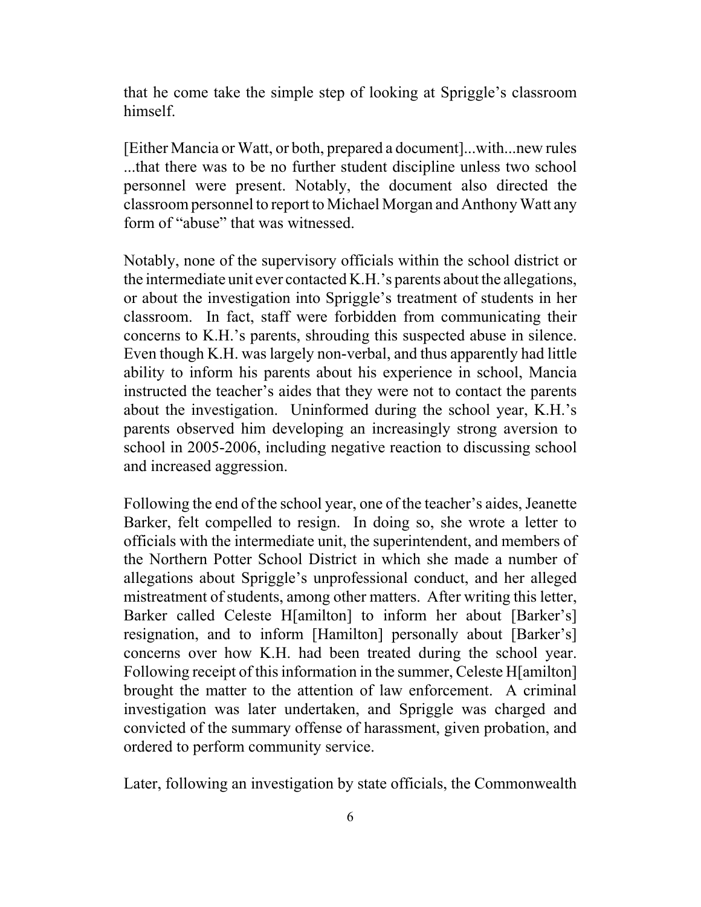that he come take the simple step of looking at Spriggle's classroom himself.

[Either Mancia or Watt, or both, prepared a document]...with...new rules ...that there was to be no further student discipline unless two school personnel were present. Notably, the document also directed the classroom personnel to report to Michael Morgan and Anthony Watt any form of "abuse" that was witnessed.

Notably, none of the supervisory officials within the school district or the intermediate unit ever contacted K.H.'s parents about the allegations, or about the investigation into Spriggle's treatment of students in her classroom. In fact, staff were forbidden from communicating their concerns to K.H.'s parents, shrouding this suspected abuse in silence. Even though K.H. was largely non-verbal, and thus apparently had little ability to inform his parents about his experience in school, Mancia instructed the teacher's aides that they were not to contact the parents about the investigation. Uninformed during the school year, K.H.'s parents observed him developing an increasingly strong aversion to school in 2005-2006, including negative reaction to discussing school and increased aggression.

Following the end of the school year, one of the teacher's aides, Jeanette Barker, felt compelled to resign. In doing so, she wrote a letter to officials with the intermediate unit, the superintendent, and members of the Northern Potter School District in which she made a number of allegations about Spriggle's unprofessional conduct, and her alleged mistreatment of students, among other matters. After writing this letter, Barker called Celeste H[amilton] to inform her about [Barker's] resignation, and to inform [Hamilton] personally about [Barker's] concerns over how K.H. had been treated during the school year. Following receipt of this information in the summer, Celeste H[amilton] brought the matter to the attention of law enforcement. A criminal investigation was later undertaken, and Spriggle was charged and convicted of the summary offense of harassment, given probation, and ordered to perform community service.

Later, following an investigation by state officials, the Commonwealth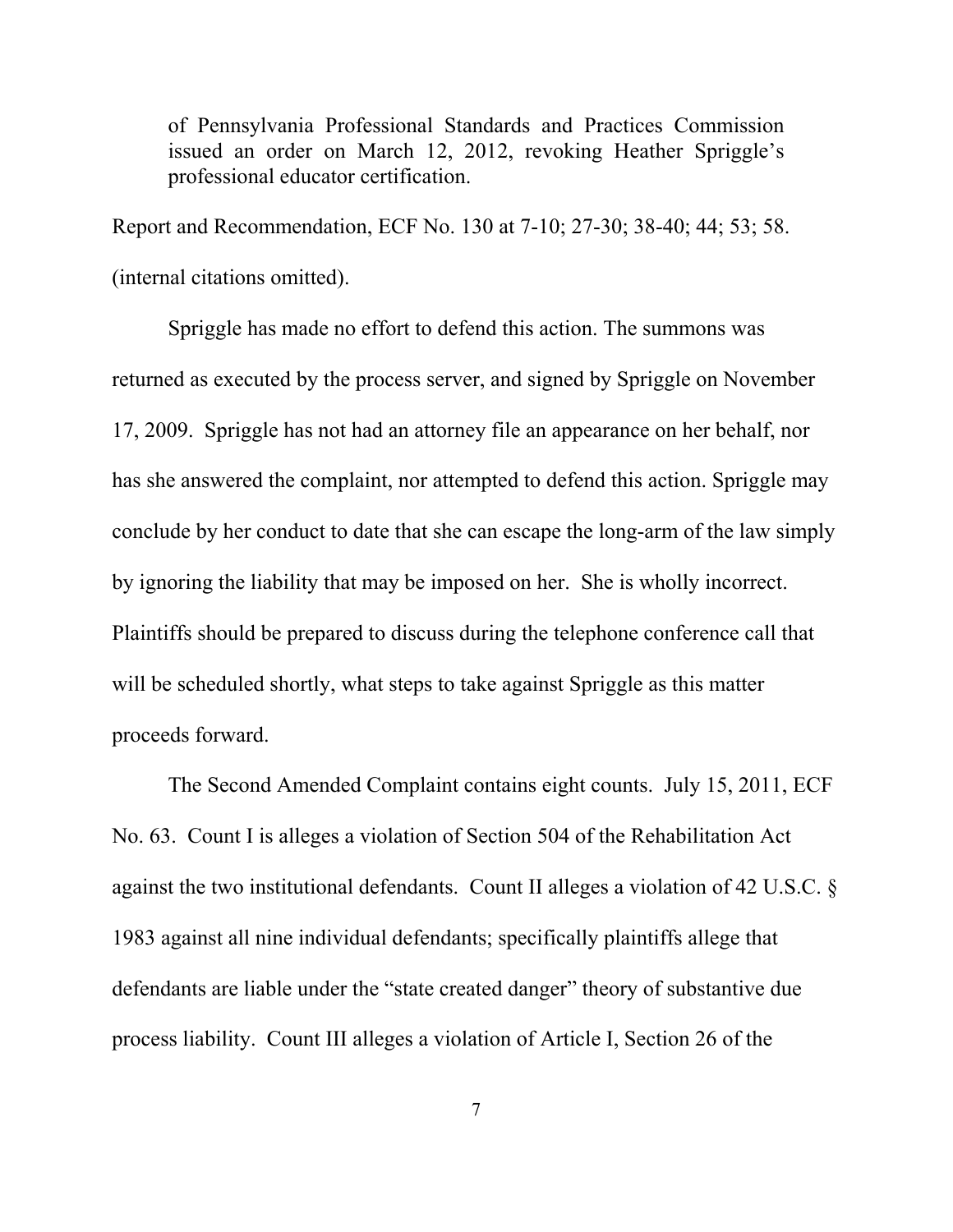> of Pennsylvania Professional Standards and Practices Commission issued an order on March 12, 2012, revoking Heather Spriggle's professional educator certification.

Report and Recommendation, ECF No. 130 at 7-10; 27-30; 38-40; 44; 53; 58. (internal citations omitted).

Spriggle has made no effort to defend this action. The summons was returned as executed by the process server, and signed by Spriggle on November 17, 2009. Spriggle has not had an attorney file an appearance on her behalf, nor has she answered the complaint, nor attempted to defend this action. Spriggle may conclude by her conduct to date that she can escape the long-arm of the law simply by ignoring the liability that may be imposed on her. She is wholly incorrect. Plaintiffs should be prepared to discuss during the telephone conference call that will be scheduled shortly, what steps to take against Spriggle as this matter proceeds forward.

The Second Amended Complaint contains eight counts. July 15, 2011, ECF No. 63. Count I is alleges a violation of Section 504 of the Rehabilitation Act against the two institutional defendants. Count II alleges a violation of 42 U.S.C. § 1983 against all nine individual defendants; specifically plaintiffs allege that defendants are liable under the "state created danger" theory of substantive due process liability. Count III alleges a violation of Article I, Section 26 of the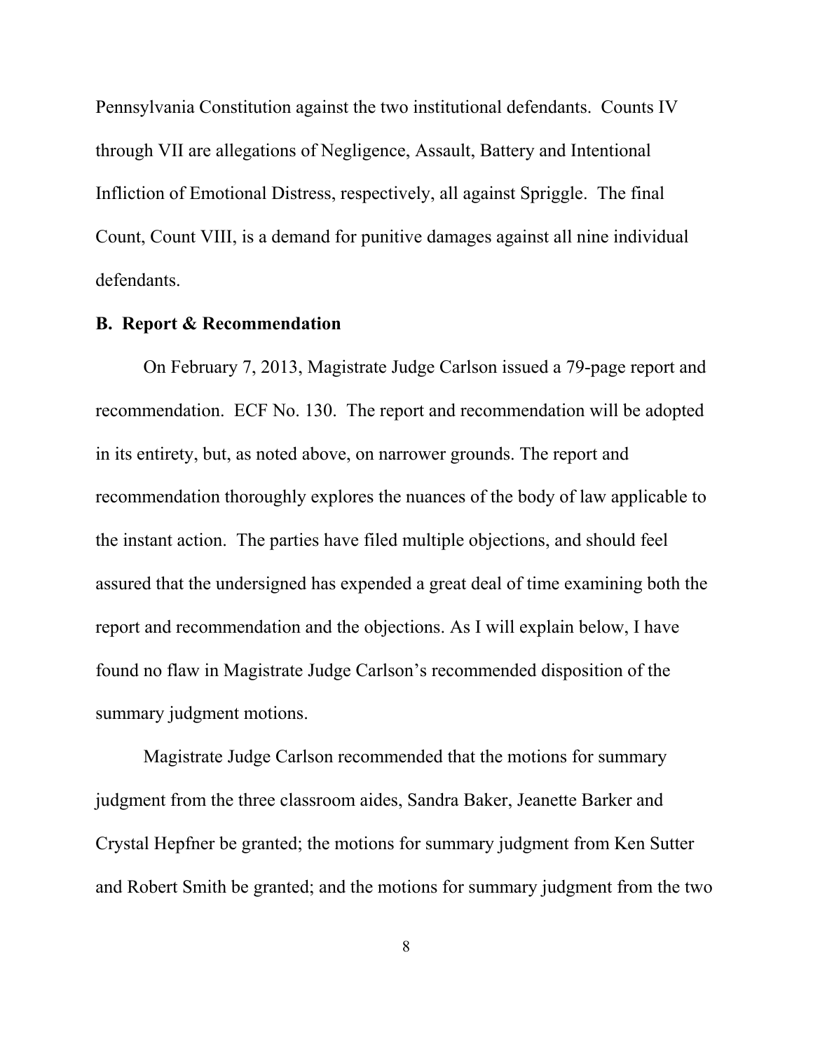Pennsylvania Constitution against the two institutional defendants. Counts IV through VII are allegations of Negligence, Assault, Battery and Intentional Infliction of Emotional Distress, respectively, all against Spriggle. The final Count, Count VIII, is a demand for punitive damages against all nine individual defendants.

### B. Report & Recommendation

On February 7, 2013, Magistrate Judge Carlson issued a 79-page report and recommendation. ECF No. 130. The report and recommendation will be adopted in its entirety, but, as noted above, on narrower grounds. The report and recommendation thoroughly explores the nuances of the body of law applicable to the instant action. The parties have filed multiple objections, and should feel assured that the undersigned has expended a great deal of time examining both the report and recommendation and the objections. As I will explain below, I have found no flaw in Magistrate Judge Carlson's recommended disposition of the summary judgment motions.

Magistrate Judge Carlson recommended that the motions for summary judgment from the three classroom aides, Sandra Baker, Jeanette Barker and Crystal Hepfner be granted; the motions for summary judgment from Ken Sutter and Robert Smith be granted; and the motions for summary judgment from the two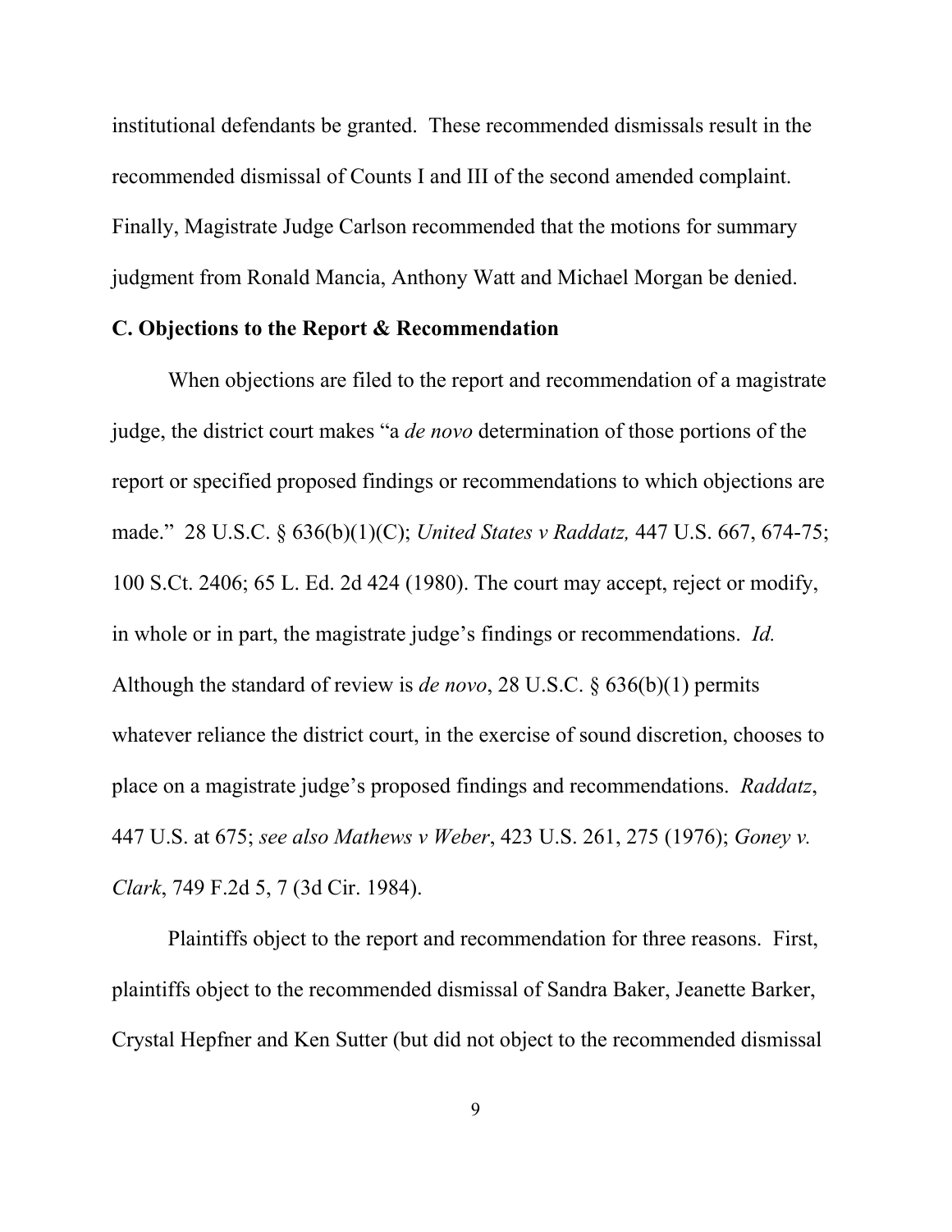institutional defendants be granted. These recommended dismissals result in the recommended dismissal of Counts I and III of the second amended complaint. Finally, Magistrate Judge Carlson recommended that the motions for summary judgment from Ronald Mancia, Anthony Watt and Michael Morgan be denied.

**C. Objections to the Report & Recommendation**

When objections are filed to the report and recommendation of a magistrate judge, the district court makes "a *de novo* determination of those portions of the report or specified proposed findings or recommendations to which objections are made." 28 U.S.C. § 636(b)(1)(C); *United States v Raddatz,* 447 U.S. 667, 674-75; 100 S.Ct. 2406; 65 L. Ed. 2d 424 (1980). The court may accept, reject or modify, in whole or in part, the magistrate judge's findings or recommendations. *Id.* Although the standard of review is *de novo*, 28 U.S.C. § 636(b)(1) permits whatever reliance the district court, in the exercise of sound discretion, chooses to place on a magistrate judge's proposed findings and recommendations. *Raddatz*, 447 U.S. at 675; *see also Mathews v Weber*, 423 U.S. 261, 275 (1976); *Goney v. Clark*, 749 F.2d 5, 7 (3d Cir. 1984).

Plaintiffs object to the report and recommendation for three reasons. First, plaintiffs object to the recommended dismissal of Sandra Baker, Jeanette Barker, Crystal Hepfner and Ken Sutter (but did not object to the recommended dismissal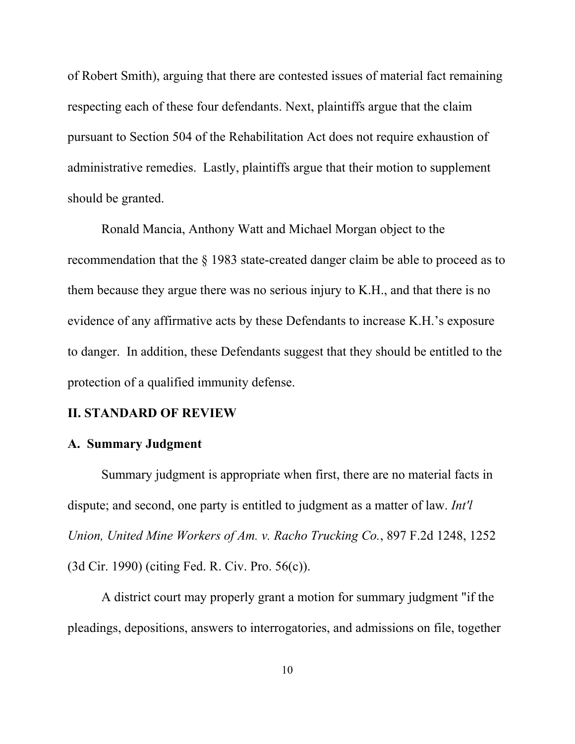of Robert Smith), arguing that there are contested issues of material fact remaining respecting each of these four defendants. Next, plaintiffs argue that the claim pursuant to Section 504 of the Rehabilitation Act does not require exhaustion of administrative remedies. Lastly, plaintiffs argue that their motion to supplement should be granted.

Ronald Mancia, Anthony Watt and Michael Morgan object to the recommendation that the § 1983 state-created danger claim be able to proceed as to them because they argue there was no serious injury to K.H., and that there is no evidence of any affirmative acts by these Defendants to increase K.H.'s exposure to danger. In addition, these Defendants suggest that they should be entitled to the protection of a qualified immunity defense.

## II. STANDARD OF REVIEW

### A. Summary Judgment

Summary judgment is appropriate when first, there are no material facts in dispute; and second, one party is entitled to judgment as a matter of law. *Int'l Union, United Mine Workers of Am. v. Racho Trucking Co.*, 897 F.2d 1248, 1252 (3d Cir. 1990) (citing Fed. R. Civ. Pro. 56(c)).

A district court may properly grant a motion for summary judgment "if the pleadings, depositions, answers to interrogatories, and admissions on file, together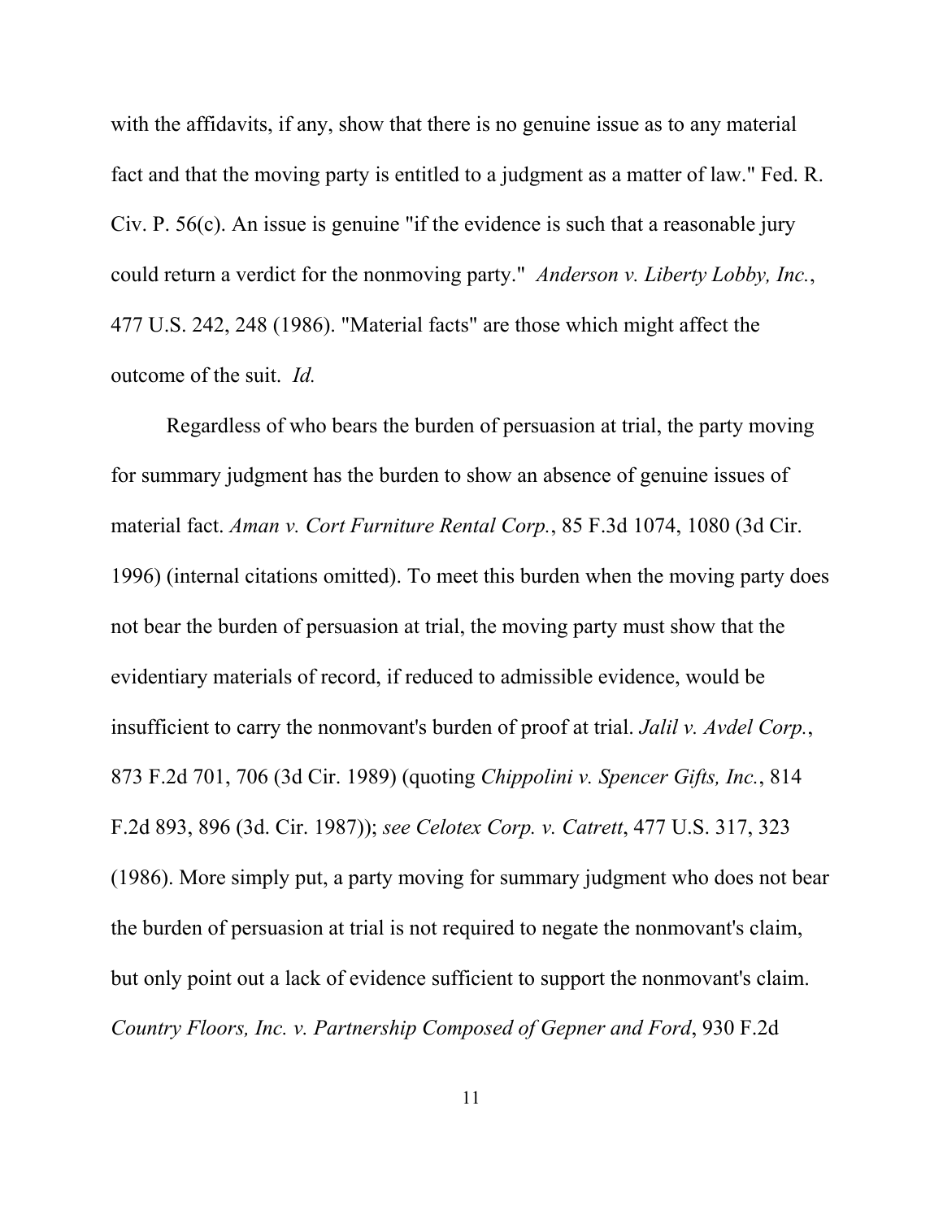with the affidavits, if any, show that there is no genuine issue as to any material fact and that the moving party is entitled to a judgment as a matter of law." Fed. R. Civ. P. 56(c). An issue is genuine "if the evidence is such that a reasonable jury could return a verdict for the nonmoving party." *Anderson v. Liberty Lobby, Inc.*, 477 U.S. 242, 248 (1986). "Material facts" are those which might affect the outcome of the suit. *Id.*

Regardless of who bears the burden of persuasion at trial, the party moving for summary judgment has the burden to show an absence of genuine issues of material fact. *Aman v. Cort Furniture Rental Corp.*, 85 F.3d 1074, 1080 (3d Cir. 1996) (internal citations omitted). To meet this burden when the moving party does not bear the burden of persuasion at trial, the moving party must show that the evidentiary materials of record, if reduced to admissible evidence, would be insufficient to carry the nonmovant's burden of proof at trial. *Jalil v. Avdel Corp.*, 873 F.2d 701, 706 (3d Cir. 1989) (quoting *Chippolini v. Spencer Gifts, Inc.*, 814 F.2d 893, 896 (3d. Cir. 1987)); *see Celotex Corp. v. Catrett*, 477 U.S. 317, 323 (1986). More simply put, a party moving for summary judgment who does not bear the burden of persuasion at trial is not required to negate the nonmovant's claim, but only point out a lack of evidence sufficient to support the nonmovant's claim. *Country Floors, Inc. v. Partnership Composed of Gepner and Ford*, 930 F.2d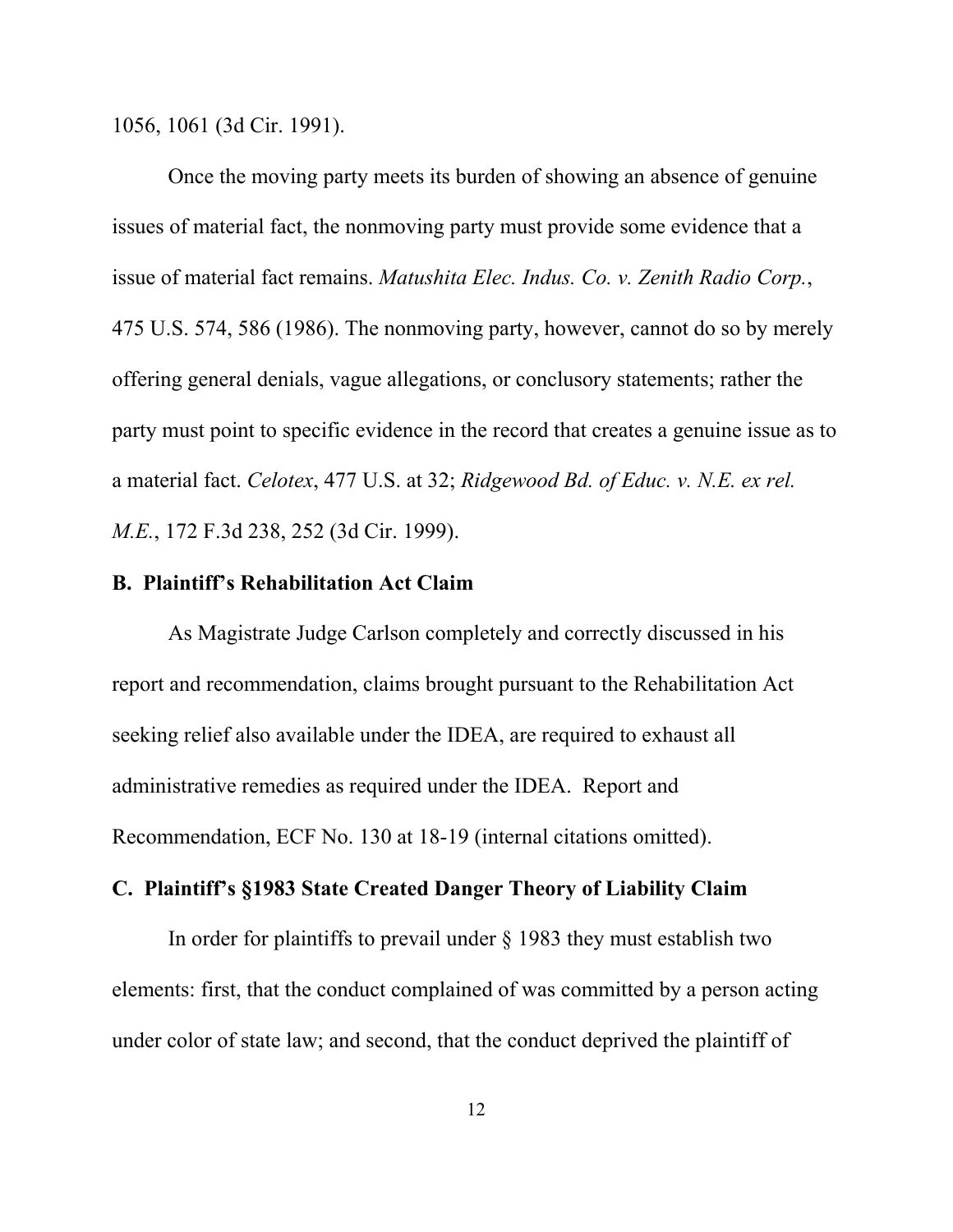1056, 1061 (3d Cir. 1991).

Once the moving party meets its burden of showing an absence of genuine issues of material fact, the nonmoving party must provide some evidence that a issue of material fact remains. *Matushita Elec. Indus. Co. v. Zenith Radio Corp.*, 475 U.S. 574, 586 (1986). The nonmoving party, however, cannot do so by merely offering general denials, vague allegations, or conclusory statements; rather the party must point to specific evidence in the record that creates a genuine issue as to a material fact. *Celotex*, 477 U.S. at 32; *Ridgewood Bd. of Educ. v. N.E. ex rel. M.E.*, 172 F.3d 238, 252 (3d Cir. 1999).

**B. Plaintiff's Rehabilitation Act Claim**

As Magistrate Judge Carlson completely and correctly discussed in his report and recommendation, claims brought pursuant to the Rehabilitation Act seeking relief also available under the IDEA, are required to exhaust all administrative remedies as required under the IDEA. Report and Recommendation, ECF No. 130 at 18-19 (internal citations omitted).

**C. Plaintiff's §1983 State Created Danger Theory of Liability Claim**

In order for plaintiffs to prevail under § 1983 they must establish two elements: first, that the conduct complained of was committed by a person acting under color of state law; and second, that the conduct deprived the plaintiff of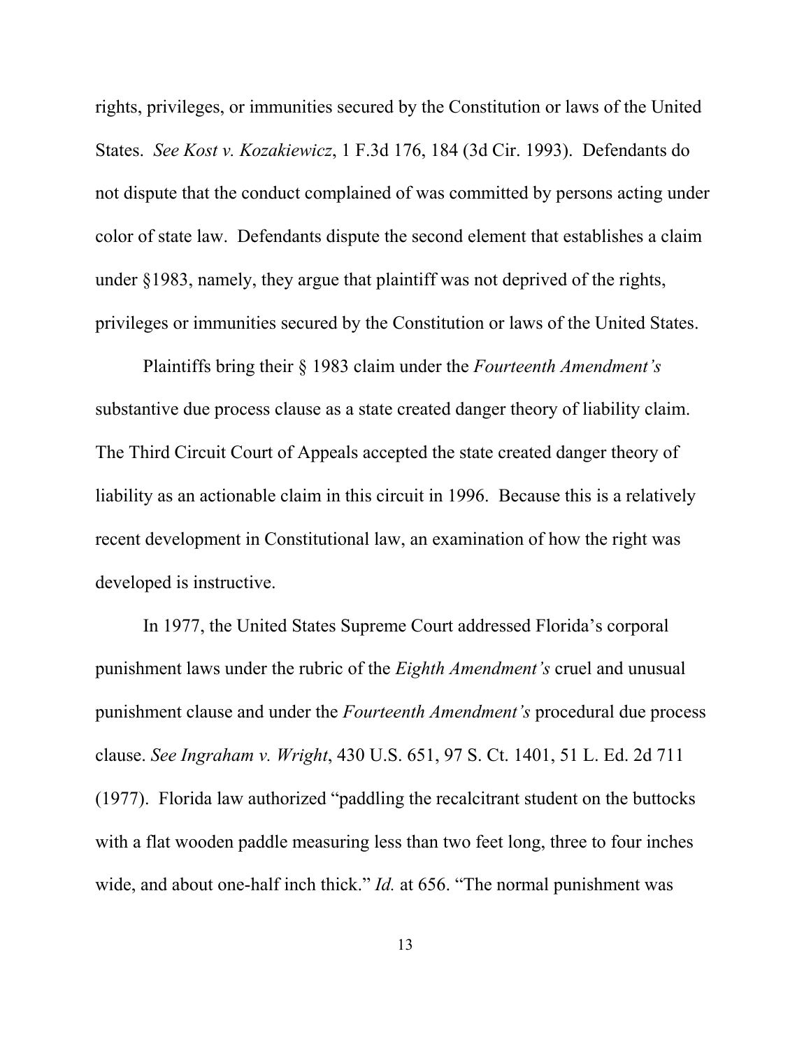rights, privileges, or immunities secured by the Constitution or laws of the United States. *See Kost v. Kozakiewicz*, 1 F.3d 176, 184 (3d Cir. 1993). Defendants do not dispute that the conduct complained of was committed by persons acting under color of state law. Defendants dispute the second element that establishes a claim under §1983, namely, they argue that plaintiff was not deprived of the rights, privileges or immunities secured by the Constitution or laws of the United States.

Plaintiffs bring their § 1983 claim under the *Fourteenth Amendment's* substantive due process clause as a state created danger theory of liability claim. The Third Circuit Court of Appeals accepted the state created danger theory of liability as an actionable claim in this circuit in 1996. Because this is a relatively recent development in Constitutional law, an examination of how the right was developed is instructive.

In 1977, the United States Supreme Court addressed Florida's corporal punishment laws under the rubric of the *Eighth Amendment's* cruel and unusual punishment clause and under the *Fourteenth Amendment's* procedural due process clause. *See Ingraham v. Wright*, 430 U.S. 651, 97 S. Ct. 1401, 51 L. Ed. 2d 711 (1977). Florida law authorized "paddling the recalcitrant student on the buttocks with a flat wooden paddle measuring less than two feet long, three to four inches wide, and about one-half inch thick." *Id.* at 656. "The normal punishment was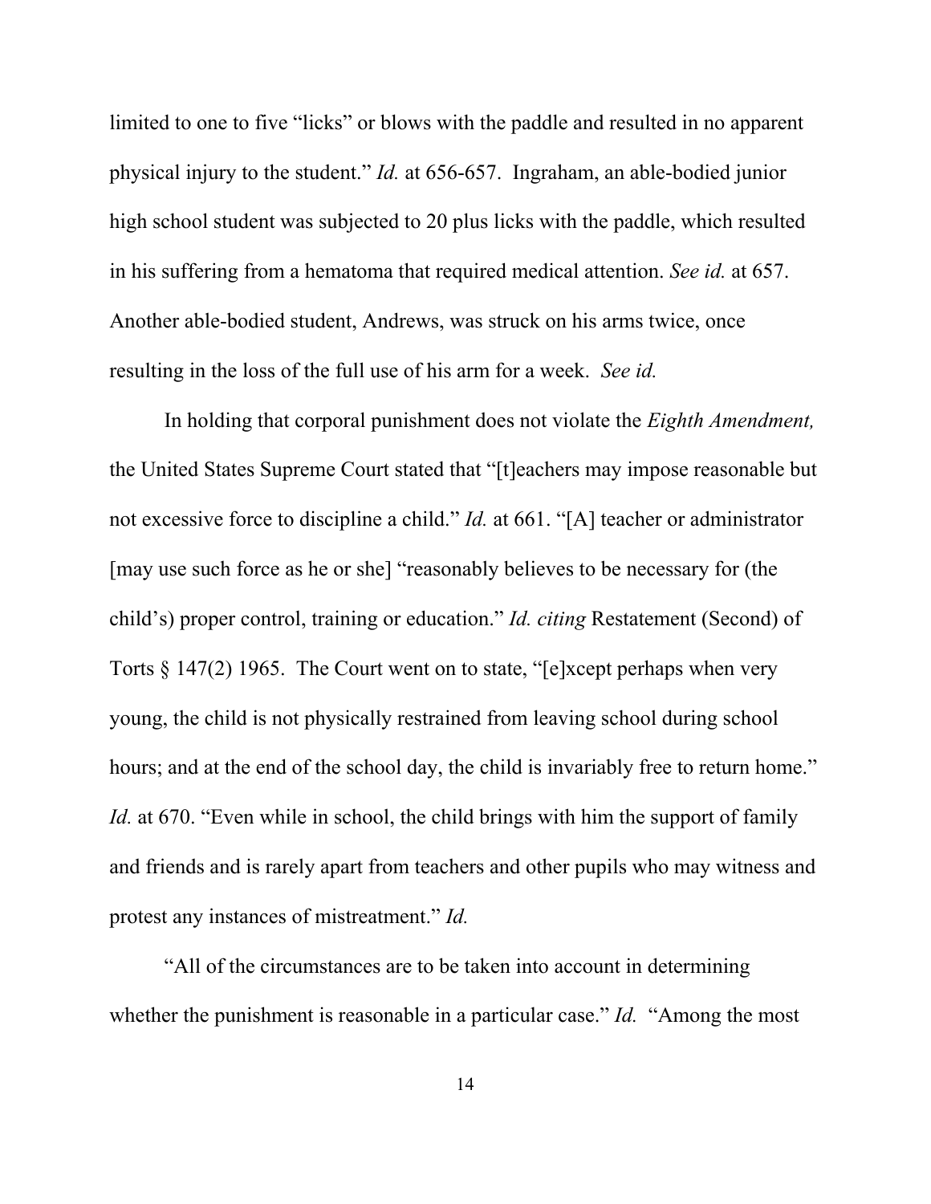limited to one to five "licks" or blows with the paddle and resulted in no apparent physical injury to the student." *Id.* at 656-657. Ingraham, an able-bodied junior high school student was subjected to 20 plus licks with the paddle, which resulted in his suffering from a hematoma that required medical attention. *See id.* at 657. Another able-bodied student, Andrews, was struck on his arms twice, once resulting in the loss of the full use of his arm for a week. *See id.*

In holding that corporal punishment does not violate the *Eighth Amendment,* the United States Supreme Court stated that "[t]eachers may impose reasonable but not excessive force to discipline a child." *Id.* at 661. "[A] teacher or administrator [may use such force as he or she] "reasonably believes to be necessary for (the child's) proper control, training or education." *Id. citing* Restatement (Second) of Torts § 147(2) 1965. The Court went on to state, "[e]xcept perhaps when very young, the child is not physically restrained from leaving school during school hours; and at the end of the school day, the child is invariably free to return home." *Id.* at 670. "Even while in school, the child brings with him the support of family and friends and is rarely apart from teachers and other pupils who may witness and protest any instances of mistreatment." *Id.*

"All of the circumstances are to be taken into account in determining whether the punishment is reasonable in a particular case." *Id.* "Among the most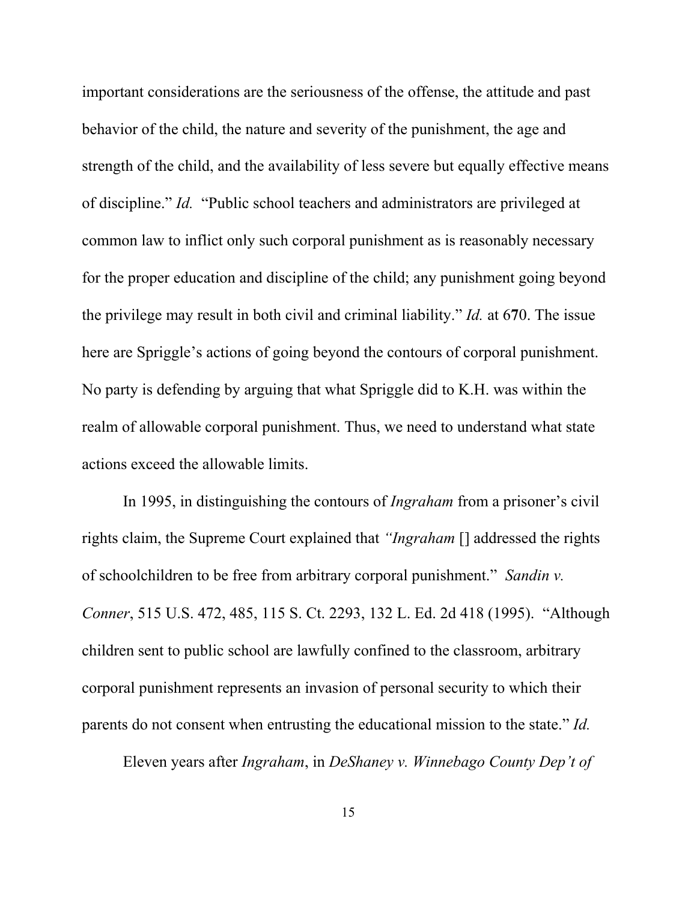important considerations are the seriousness of the offense, the attitude and past behavior of the child, the nature and severity of the punishment, the age and strength of the child, and the availability of less severe but equally effective means of discipline." *Id.* "Public school teachers and administrators are privileged at common law to inflict only such corporal punishment as is reasonably necessary for the proper education and discipline of the child; any punishment going beyond the privilege may result in both civil and criminal liability." *Id.* at 670. The issue here are Spriggle's actions of going beyond the contours of corporal punishment. No party is defending by arguing that what Spriggle did to K.H. was within the realm of allowable corporal punishment. Thus, we need to understand what state actions exceed the allowable limits.

In 1995, in distinguishing the contours of *Ingraham* from a prisoner's civil rights claim, the Supreme Court explained that *"Ingraham* [] addressed the rights of schoolchildren to be free from arbitrary corporal punishment." *Sandin v. Conner*, 515 U.S. 472, 485, 115 S. Ct. 2293, 132 L. Ed. 2d 418 (1995). "Although children sent to public school are lawfully confined to the classroom, arbitrary corporal punishment represents an invasion of personal security to which their parents do not consent when entrusting the educational mission to the state." *Id.*

Eleven years after *Ingraham*, in *DeShaney v. Winnebago County Dep't of*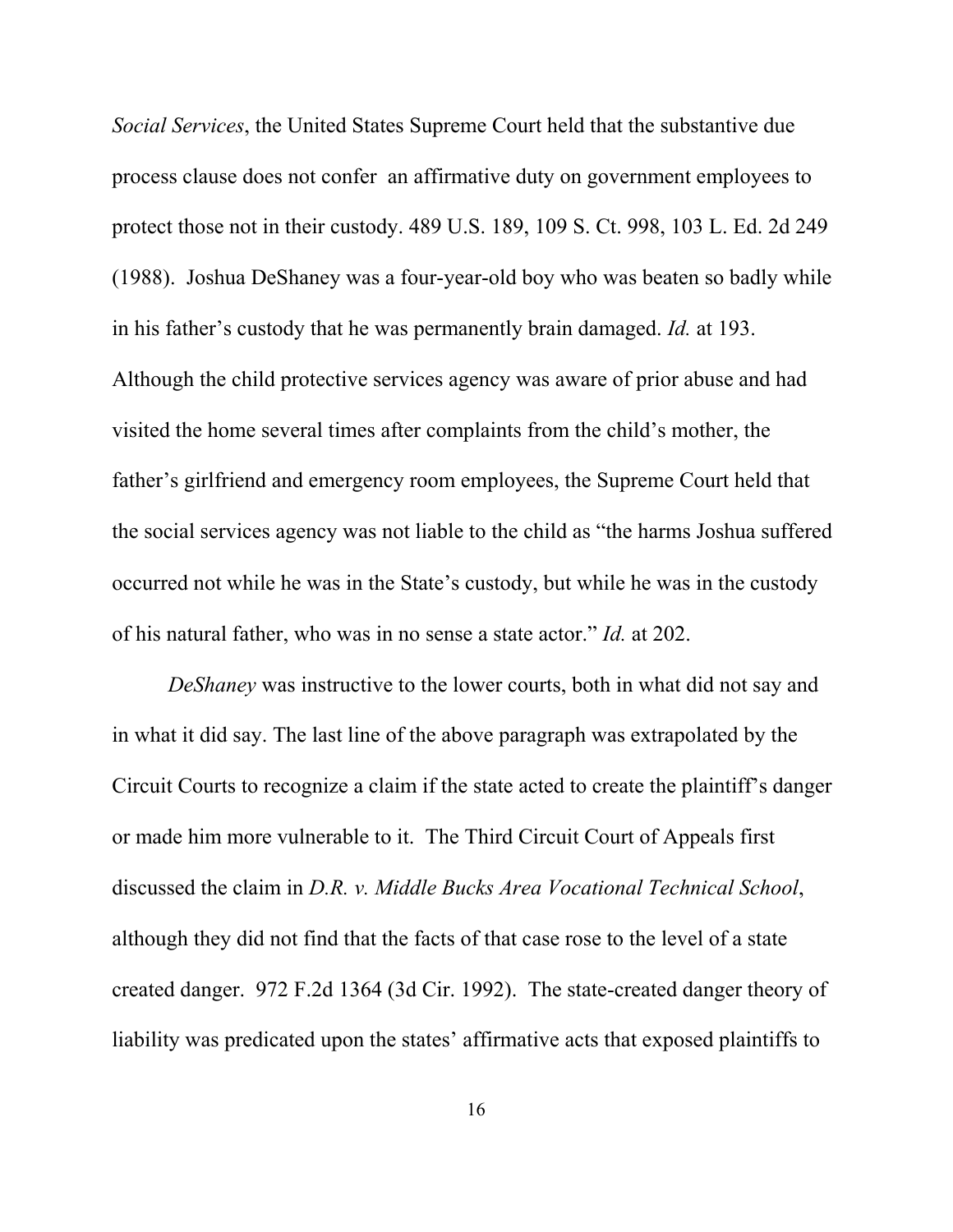*Social Services*, the United States Supreme Court held that the substantive due process clause does not confer  an affirmative duty on government employees to protect those not in their custody. 489 U.S. 189, 109 S. Ct. 998, 103 L. Ed. 2d 249 (1988).  Joshua DeShaney was a four-year-old boy who was beaten so badly while in his father's custody that he was permanently brain damaged. *Id.* at 193. Although the child protective services agency was aware of prior abuse and had visited the home several times after complaints from the child's mother, the father's girlfriend and emergency room employees, the Supreme Court held that the social services agency was not liable to the child as "the harms Joshua suffered occurred not while he was in the State's custody, but while he was in the custody of his natural father, who was in no sense a state actor." *Id.* at 202.

*DeShaney* was instructive to the lower courts, both in what did not say and in what it did say. The last line of the above paragraph was extrapolated by the Circuit Courts to recognize a claim if the state acted to create the plaintiff's danger or made him more vulnerable to it.  The Third Circuit Court of Appeals first discussed the claim in *D.R. v. Middle Bucks Area Vocational Technical School*, although they did not find that the facts of that case rose to the level of a state created danger.  972 F.2d 1364 (3d Cir. 1992).  The state-created danger theory of liability was predicated upon the states' affirmative acts that exposed plaintiffs to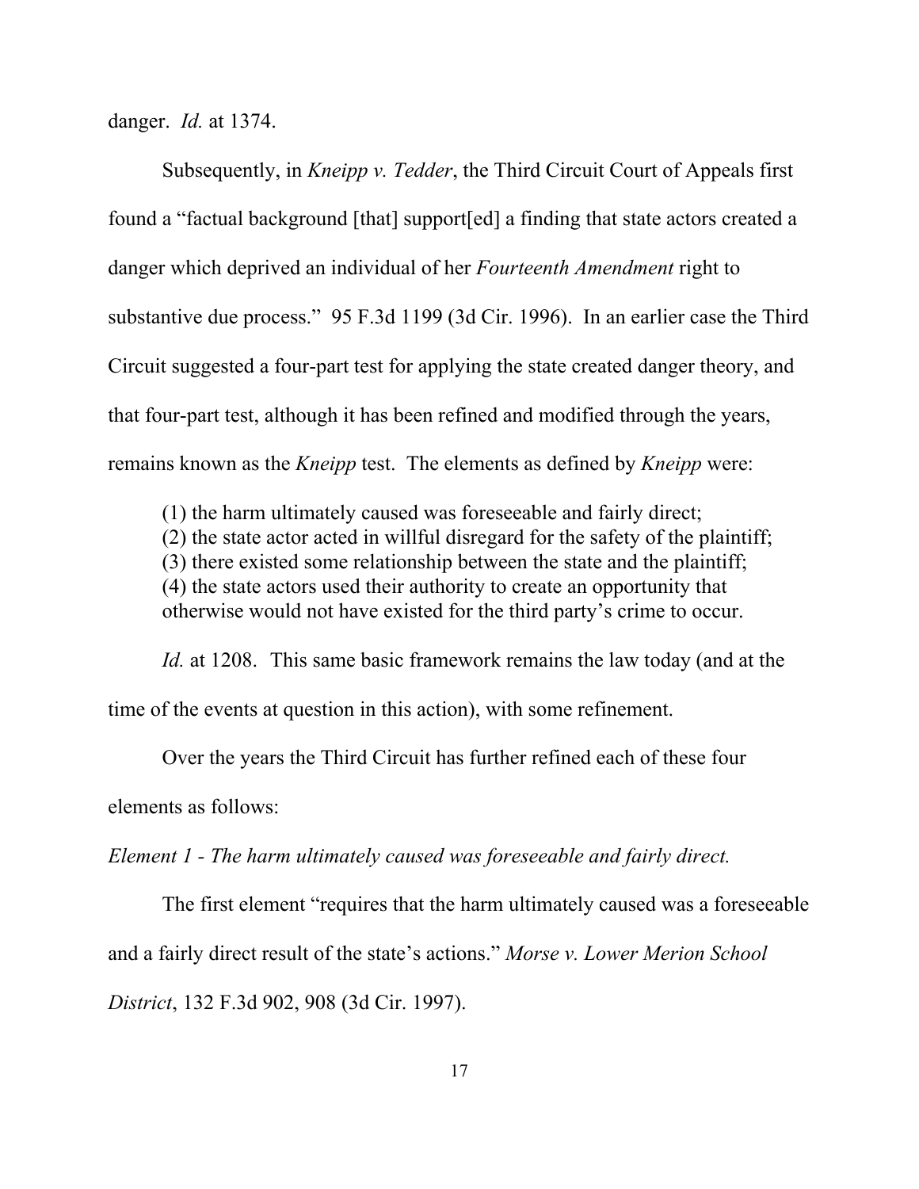danger. *Id.* at 1374.

Subsequently, in *Kneipp v. Tedder*, the Third Circuit Court of Appeals first found a "factual background [that] support[ed] a finding that state actors created a danger which deprived an individual of her *Fourteenth Amendment* right to substantive due process." 95 F.3d 1199 (3d Cir. 1996). In an earlier case the Third Circuit suggested a four-part test for applying the state created danger theory, and that four-part test, although it has been refined and modified through the years, remains known as the *Kneipp* test. The elements as defined by *Kneipp* were:

> (1) the harm ultimately caused was foreseeable and fairly direct;
> (2) the state actor acted in willful disregard for the safety of the plaintiff;
> (3) there existed some relationship between the state and the plaintiff;
> (4) the state actors used their authority to create an opportunity that otherwise would not have existed for the third party's crime to occur.

*Id.* at 1208. This same basic framework remains the law today (and at the time of the events at question in this action), with some refinement.

Over the years the Third Circuit has further refined each of these four elements as follows:

*Element 1 - The harm ultimately caused was foreseeable and fairly direct.*

The first element "requires that the harm ultimately caused was a foreseeable and a fairly direct result of the state's actions." *Morse v. Lower Merion School District*, 132 F.3d 902, 908 (3d Cir. 1997).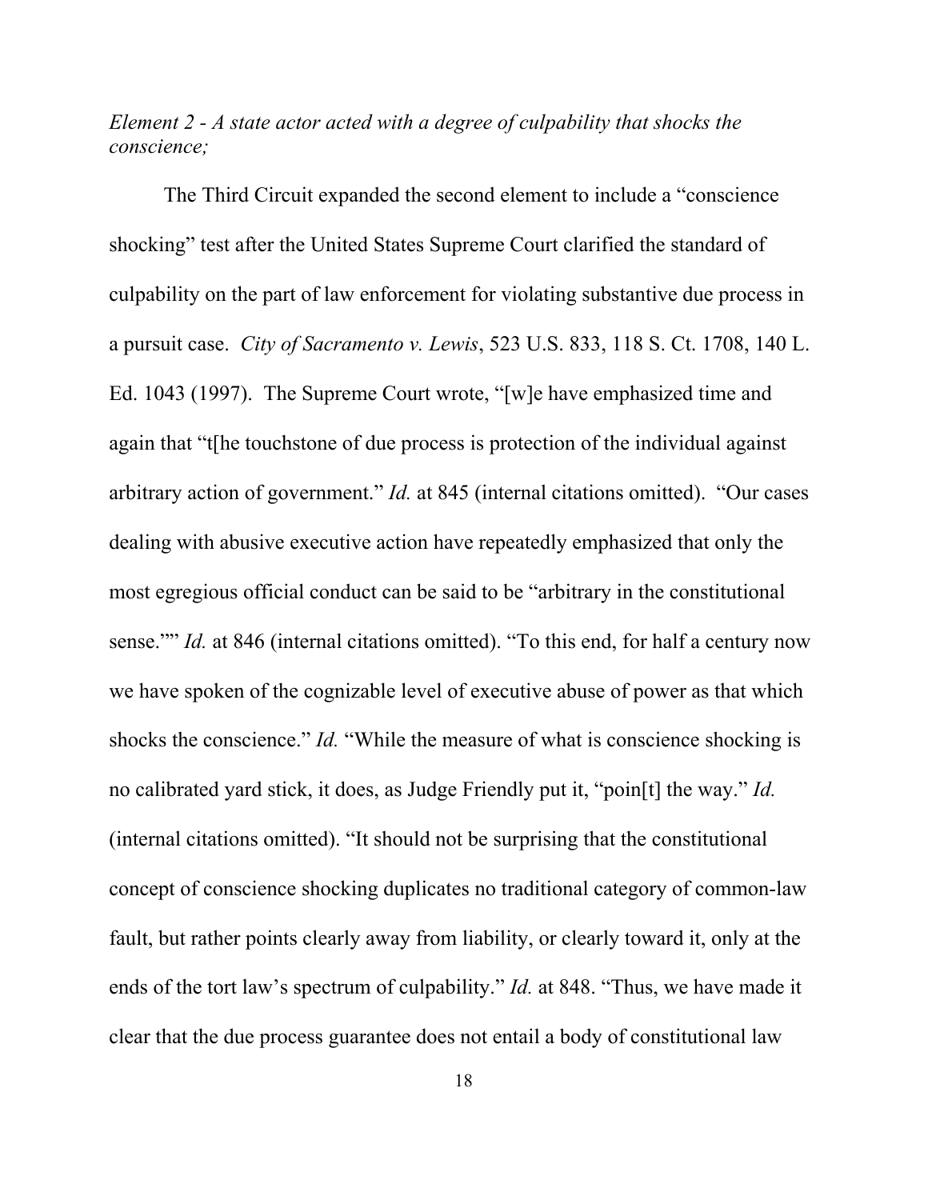*Element 2 - A state actor acted with a degree of culpability that shocks the conscience;*

The Third Circuit expanded the second element to include a "conscience shocking" test after the United States Supreme Court clarified the standard of culpability on the part of law enforcement for violating substantive due process in a pursuit case. *City of Sacramento v. Lewis*, 523 U.S. 833, 118 S. Ct. 1708, 140 L. Ed. 1043 (1997). The Supreme Court wrote, "[w]e have emphasized time and again that "t[he touchstone of due process is protection of the individual against arbitrary action of government." *Id.* at 845 (internal citations omitted). "Our cases dealing with abusive executive action have repeatedly emphasized that only the most egregious official conduct can be said to be "arbitrary in the constitutional sense."" *Id.* at 846 (internal citations omitted). "To this end, for half a century now we have spoken of the cognizable level of executive abuse of power as that which shocks the conscience." *Id.* "While the measure of what is conscience shocking is no calibrated yard stick, it does, as Judge Friendly put it, "poin[t] the way." *Id.* (internal citations omitted). "It should not be surprising that the constitutional concept of conscience shocking duplicates no traditional category of common-law fault, but rather points clearly away from liability, or clearly toward it, only at the ends of the tort law's spectrum of culpability." *Id.* at 848. "Thus, we have made it clear that the due process guarantee does not entail a body of constitutional law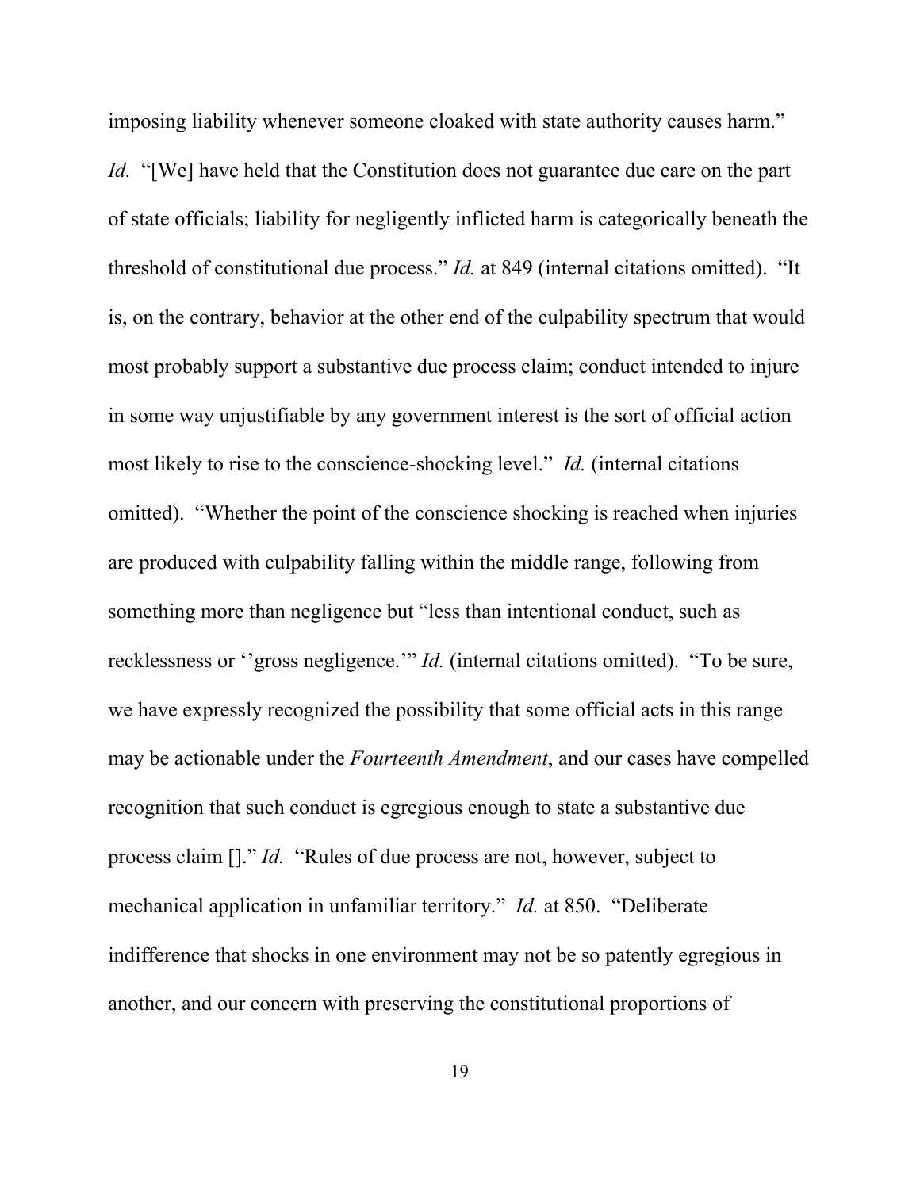imposing liability whenever someone cloaked with state authority causes harm." *Id.* "[We] have held that the Constitution does not guarantee due care on the part of state officials; liability for negligently inflicted harm is categorically beneath the threshold of constitutional due process." *Id.* at 849 (internal citations omitted). "It is, on the contrary, behavior at the other end of the culpability spectrum that would most probably support a substantive due process claim; conduct intended to injure in some way unjustifiable by any government interest is the sort of official action most likely to rise to the conscience-shocking level." *Id.* (internal citations omitted). "Whether the point of the conscience shocking is reached when injuries are produced with culpability falling within the middle range, following from something more than negligence but "less than intentional conduct, such as recklessness or ''gross negligence.'" *Id.* (internal citations omitted). "To be sure, we have expressly recognized the possibility that some official acts in this range may be actionable under the *Fourteenth Amendment*, and our cases have compelled recognition that such conduct is egregious enough to state a substantive due process claim []." *Id.* "Rules of due process are not, however, subject to mechanical application in unfamiliar territory." *Id.* at 850. "Deliberate indifference that shocks in one environment may not be so patently egregious in another, and our concern with preserving the constitutional proportions of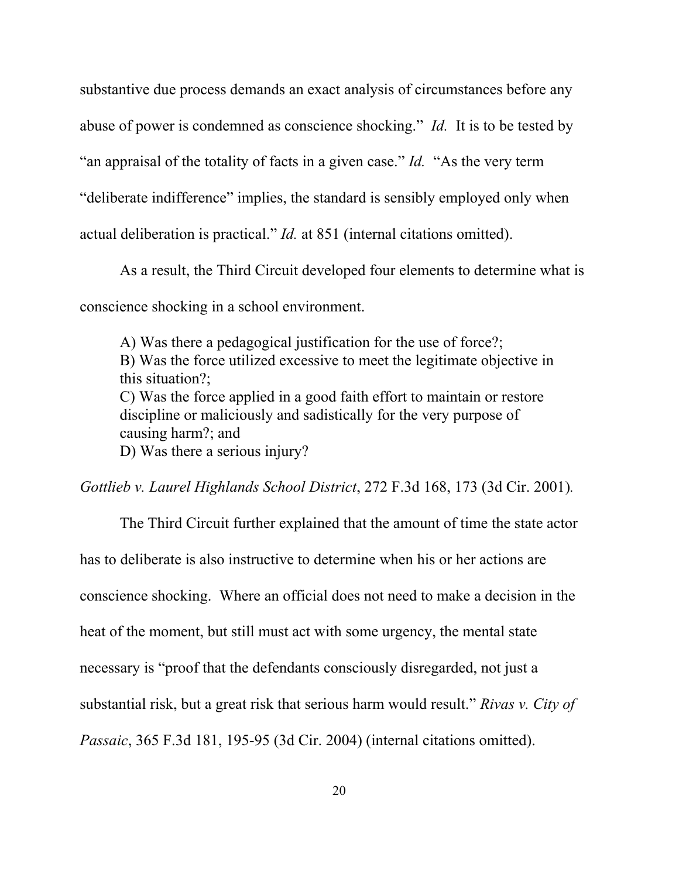substantive due process demands an exact analysis of circumstances before any abuse of power is condemned as conscience shocking." *Id.* It is to be tested by "an appraisal of the totality of facts in a given case." *Id.* "As the very term "deliberate indifference" implies, the standard is sensibly employed only when actual deliberation is practical." *Id.* at 851 (internal citations omitted).

As a result, the Third Circuit developed four elements to determine what is conscience shocking in a school environment.

> A) Was there a pedagogical justification for the use of force?;
> B) Was the force utilized excessive to meet the legitimate objective in this situation?;
> C) Was the force applied in a good faith effort to maintain or restore discipline or maliciously and sadistically for the very purpose of causing harm?; and
> D) Was there a serious injury?

*Gottlieb v. Laurel Highlands School District*, 272 F.3d 168, 173 (3d Cir. 2001).

The Third Circuit further explained that the amount of time the state actor has to deliberate is also instructive to determine when his or her actions are conscience shocking. Where an official does not need to make a decision in the heat of the moment, but still must act with some urgency, the mental state necessary is "proof that the defendants consciously disregarded, not just a substantial risk, but a great risk that serious harm would result." *Rivas v. City of Passaic*, 365 F.3d 181, 195-95 (3d Cir. 2004) (internal citations omitted).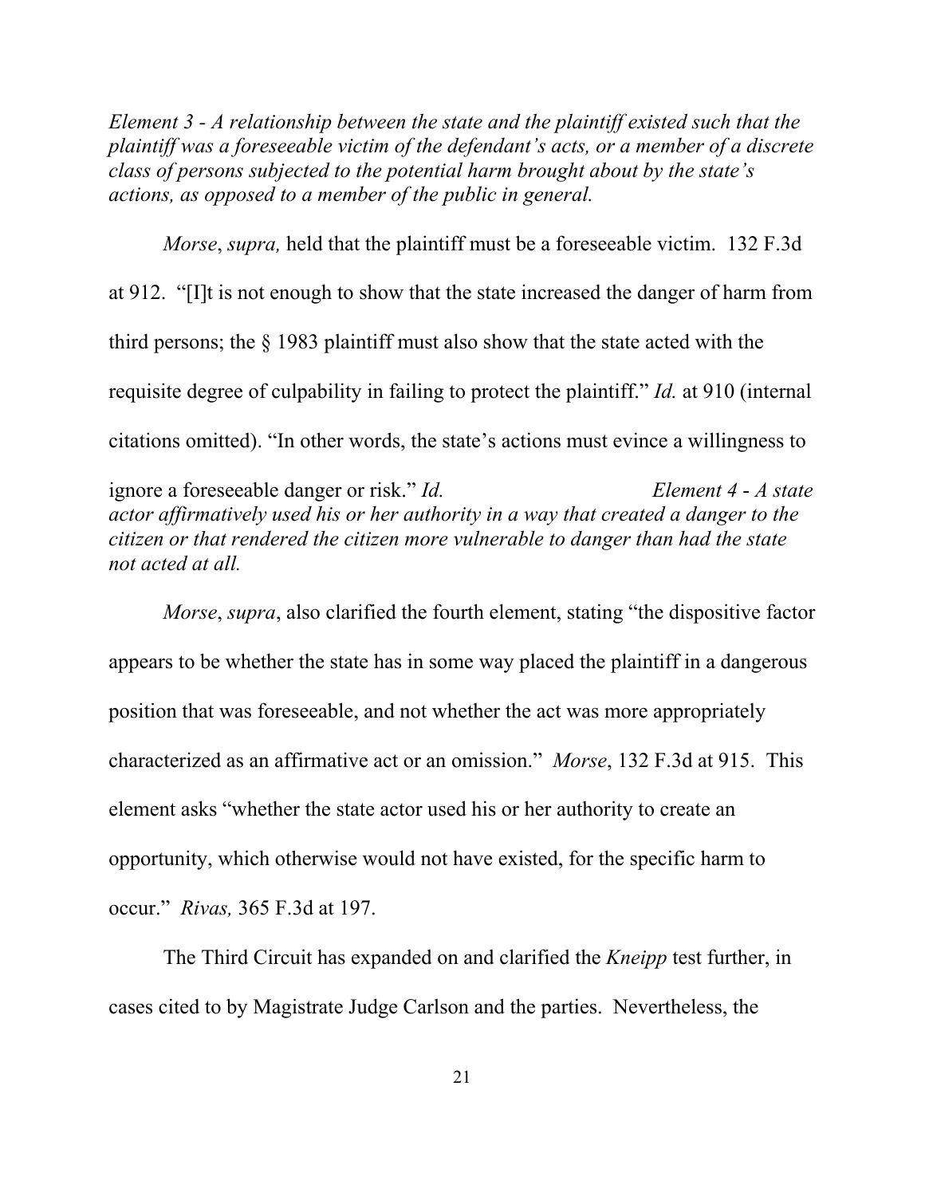*Element 3 - A relationship between the state and the plaintiff existed such that the plaintiff was a foreseeable victim of the defendant's acts, or a member of a discrete class of persons subjected to the potential harm brought about by the state's actions, as opposed to a member of the public in general.*

*Morse*, *supra,* held that the plaintiff must be a foreseeable victim. 132 F.3d at 912. "[I]t is not enough to show that the state increased the danger of harm from third persons; the § 1983 plaintiff must also show that the state acted with the requisite degree of culpability in failing to protect the plaintiff." *Id.* at 910 (internal citations omitted). "In other words, the state's actions must evince a willingness to ignore a foreseeable danger or risk." *Id.*

*Element 4 - A state actor affirmatively used his or her authority in a way that created a danger to the citizen or that rendered the citizen more vulnerable to danger than had the state not acted at all.*

*Morse*, *supra*, also clarified the fourth element, stating "the dispositive factor appears to be whether the state has in some way placed the plaintiff in a dangerous position that was foreseeable, and not whether the act was more appropriately characterized as an affirmative act or an omission." *Morse*, 132 F.3d at 915. This element asks "whether the state actor used his or her authority to create an opportunity, which otherwise would not have existed, for the specific harm to occur." *Rivas,* 365 F.3d at 197.

The Third Circuit has expanded on and clarified the *Kneipp* test further, in cases cited to by Magistrate Judge Carlson and the parties. Nevertheless, the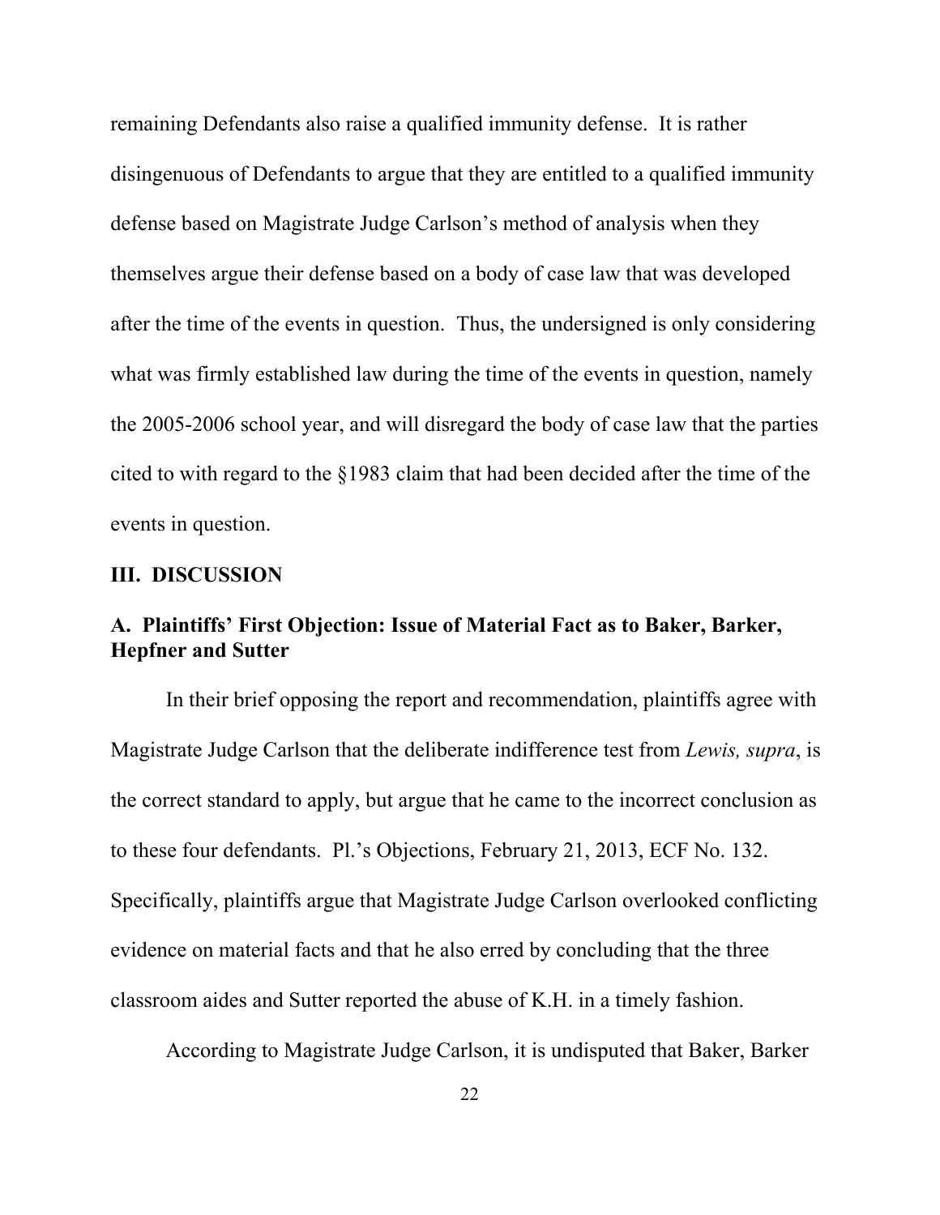remaining Defendants also raise a qualified immunity defense. It is rather disingenuous of Defendants to argue that they are entitled to a qualified immunity defense based on Magistrate Judge Carlson's method of analysis when they themselves argue their defense based on a body of case law that was developed after the time of the events in question. Thus, the undersigned is only considering what was firmly established law during the time of the events in question, namely the 2005-2006 school year, and will disregard the body of case law that the parties cited to with regard to the §1983 claim that had been decided after the time of the events in question.

## III. DISCUSSION

### A. Plaintiffs' First Objection: Issue of Material Fact as to Baker, Barker, Hepfner and Sutter

In their brief opposing the report and recommendation, plaintiffs agree with Magistrate Judge Carlson that the deliberate indifference test from *Lewis, supra*, is the correct standard to apply, but argue that he came to the incorrect conclusion as to these four defendants. Pl.'s Objections, February 21, 2013, ECF No. 132. Specifically, plaintiffs argue that Magistrate Judge Carlson overlooked conflicting evidence on material facts and that he also erred by concluding that the three classroom aides and Sutter reported the abuse of K.H. in a timely fashion.

According to Magistrate Judge Carlson, it is undisputed that Baker, Barker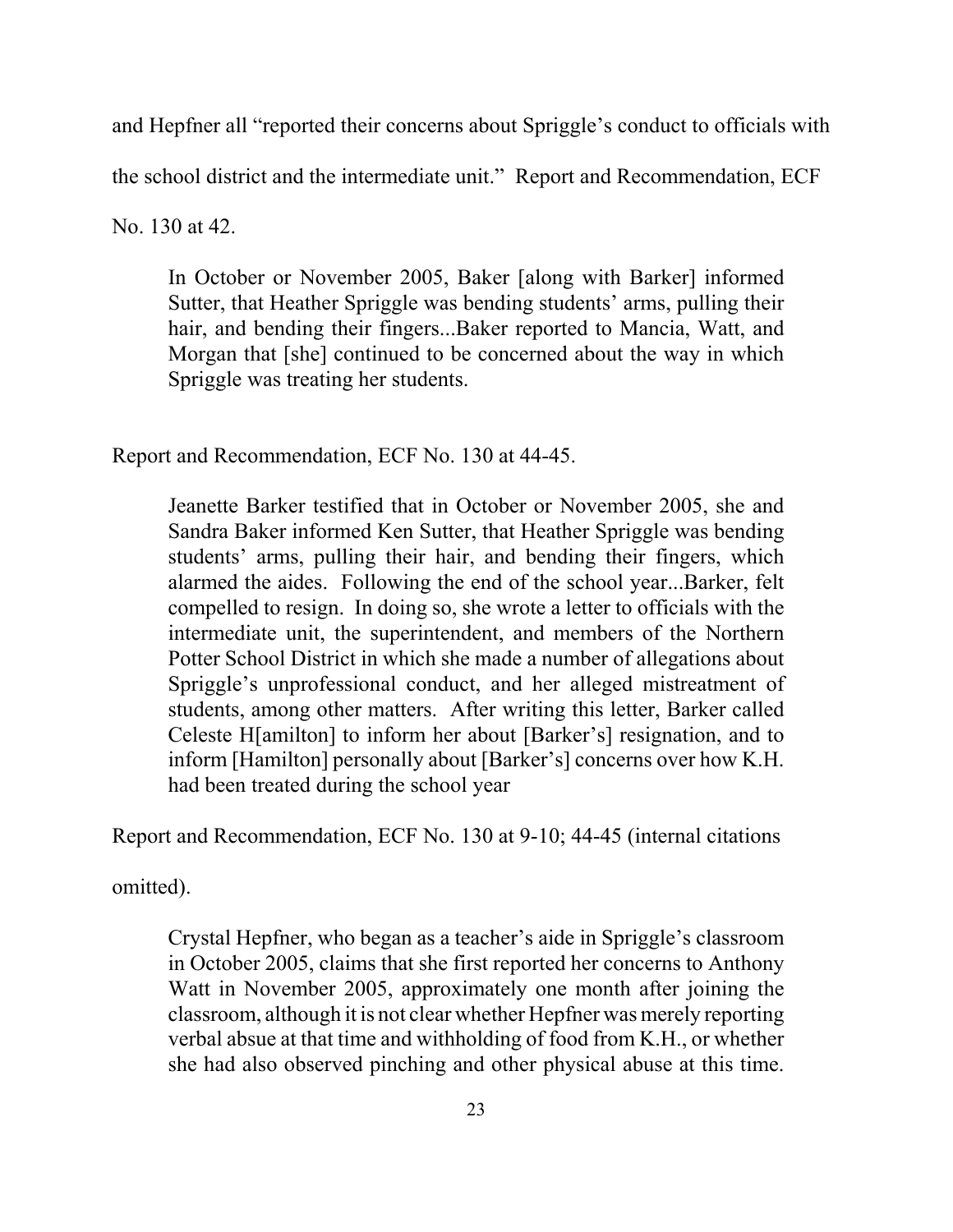and Hepfner all "reported their concerns about Spriggle's conduct to officials with the school district and the intermediate unit." Report and Recommendation, ECF No. 130 at 42.

> In October or November 2005, Baker [along with Barker] informed Sutter, that Heather Spriggle was bending students' arms, pulling their hair, and bending their fingers...Baker reported to Mancia, Watt, and Morgan that [she] continued to be concerned about the way in which Spriggle was treating her students.

Report and Recommendation, ECF No. 130 at 44-45.

> Jeanette Barker testified that in October or November 2005, she and Sandra Baker informed Ken Sutter, that Heather Spriggle was bending students' arms, pulling their hair, and bending their fingers, which alarmed the aides. Following the end of the school year...Barker, felt compelled to resign. In doing so, she wrote a letter to officials with the intermediate unit, the superintendent, and members of the Northern Potter School District in which she made a number of allegations about Spriggle's unprofessional conduct, and her alleged mistreatment of students, among other matters. After writing this letter, Barker called Celeste H[amilton] to inform her about [Barker's] resignation, and to inform [Hamilton] personally about [Barker's] concerns over how K.H. had been treated during the school year

Report and Recommendation, ECF No. 130 at 9-10; 44-45 (internal citations omitted).

> Crystal Hepfner, who began as a teacher's aide in Spriggle's classroom in October 2005, claims that she first reported her concerns to Anthony Watt in November 2005, approximately one month after joining the classroom, although it is not clear whether Hepfner was merely reporting verbal absue at that time and withholding of food from K.H., or whether she had also observed pinching and other physical abuse at this time.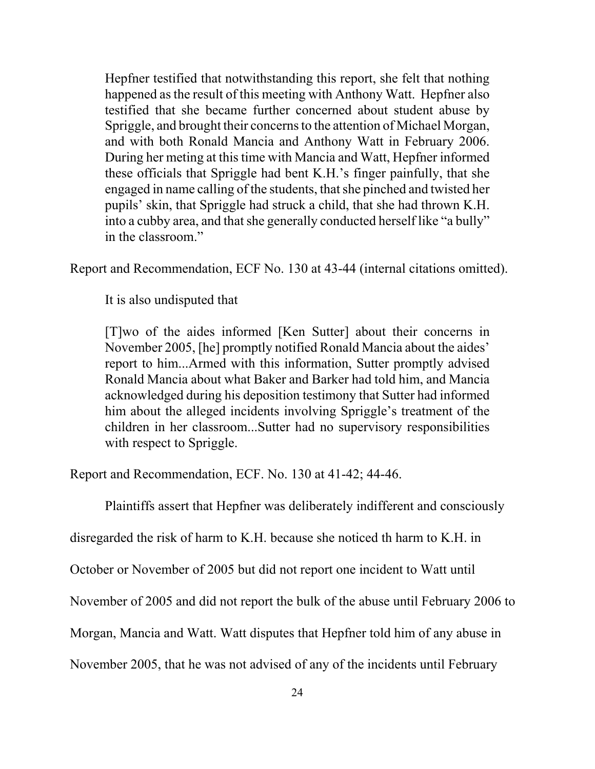> Hepfner testified that notwithstanding this report, she felt that nothing happened as the result of this meeting with Anthony Watt. Hepfner also testified that she became further concerned about student abuse by Spriggle, and brought their concerns to the attention of Michael Morgan, and with both Ronald Mancia and Anthony Watt in February 2006. During her meting at this time with Mancia and Watt, Hepfner informed these officials that Spriggle had bent K.H.'s finger painfully, that she engaged in name calling of the students, that she pinched and twisted her pupils' skin, that Spriggle had struck a child, that she had thrown K.H. into a cubby area, and that she generally conducted herself like "a bully" in the classroom."

Report and Recommendation, ECF No. 130 at 43-44 (internal citations omitted).

It is also undisputed that

> [T]wo of the aides informed [Ken Sutter] about their concerns in November 2005, [he] promptly notified Ronald Mancia about the aides' report to him...Armed with this information, Sutter promptly advised Ronald Mancia about what Baker and Barker had told him, and Mancia acknowledged during his deposition testimony that Sutter had informed him about the alleged incidents involving Spriggle's treatment of the children in her classroom...Sutter had no supervisory responsibilities with respect to Spriggle.

Report and Recommendation, ECF. No. 130 at 41-42; 44-46.

Plaintiffs assert that Hepfner was deliberately indifferent and consciously disregarded the risk of harm to K.H. because she noticed th harm to K.H. in October or November of 2005 but did not report one incident to Watt until November of 2005 and did not report the bulk of the abuse until February 2006 to Morgan, Mancia and Watt. Watt disputes that Hepfner told him of any abuse in November 2005, that he was not advised of any of the incidents until February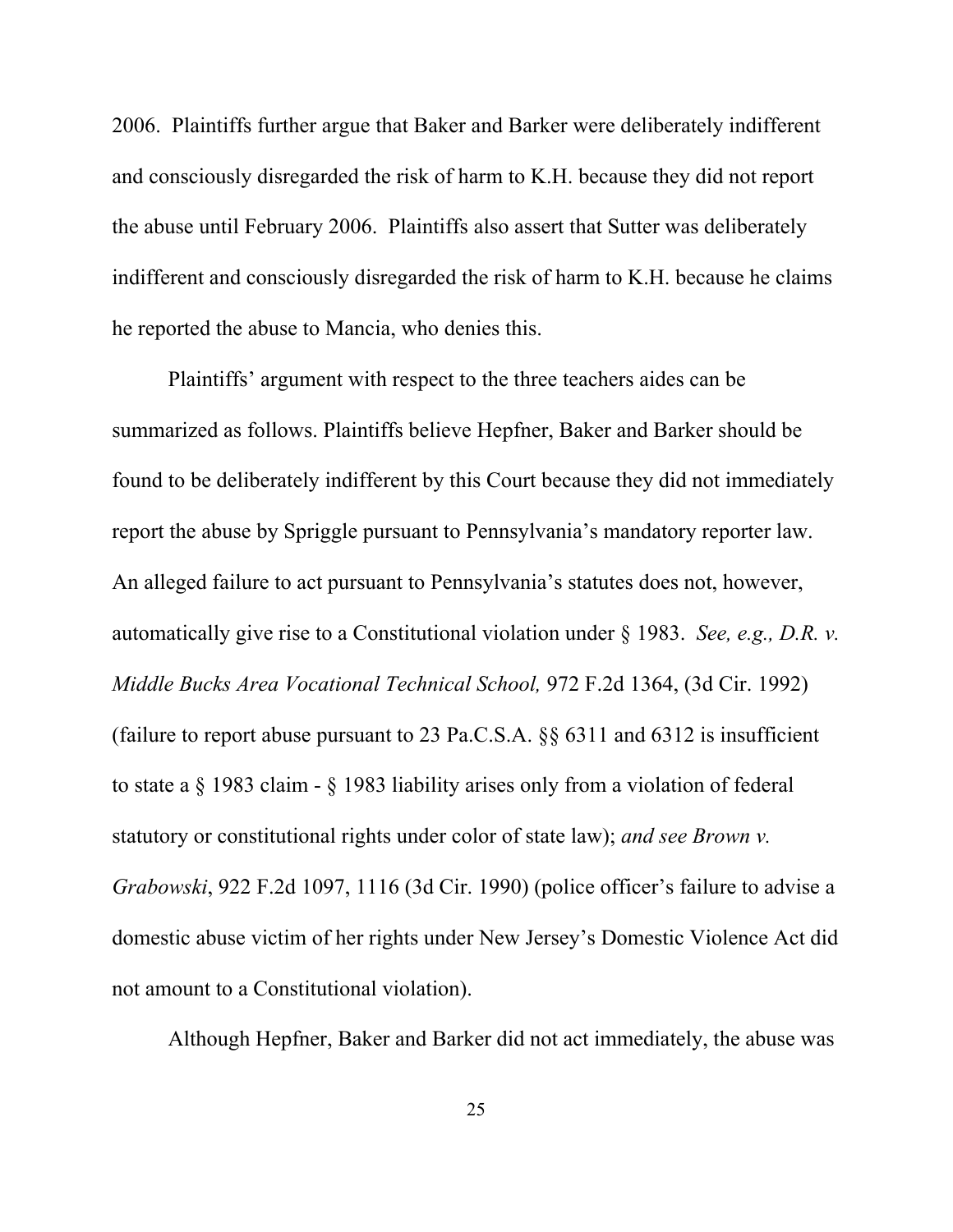2006. Plaintiffs further argue that Baker and Barker were deliberately indifferent and consciously disregarded the risk of harm to K.H. because they did not report the abuse until February 2006. Plaintiffs also assert that Sutter was deliberately indifferent and consciously disregarded the risk of harm to K.H. because he claims he reported the abuse to Mancia, who denies this.

Plaintiffs' argument with respect to the three teachers aides can be summarized as follows. Plaintiffs believe Hepfner, Baker and Barker should be found to be deliberately indifferent by this Court because they did not immediately report the abuse by Spriggle pursuant to Pennsylvania's mandatory reporter law. An alleged failure to act pursuant to Pennsylvania's statutes does not, however, automatically give rise to a Constitutional violation under § 1983. *See, e.g., D.R. v. Middle Bucks Area Vocational Technical School,* 972 F.2d 1364, (3d Cir. 1992) (failure to report abuse pursuant to 23 Pa.C.S.A. §§ 6311 and 6312 is insufficient to state a § 1983 claim - § 1983 liability arises only from a violation of federal statutory or constitutional rights under color of state law); *and see Brown v. Grabowski*, 922 F.2d 1097, 1116 (3d Cir. 1990) (police officer's failure to advise a domestic abuse victim of her rights under New Jersey's Domestic Violence Act did not amount to a Constitutional violation).

Although Hepfner, Baker and Barker did not act immediately, the abuse was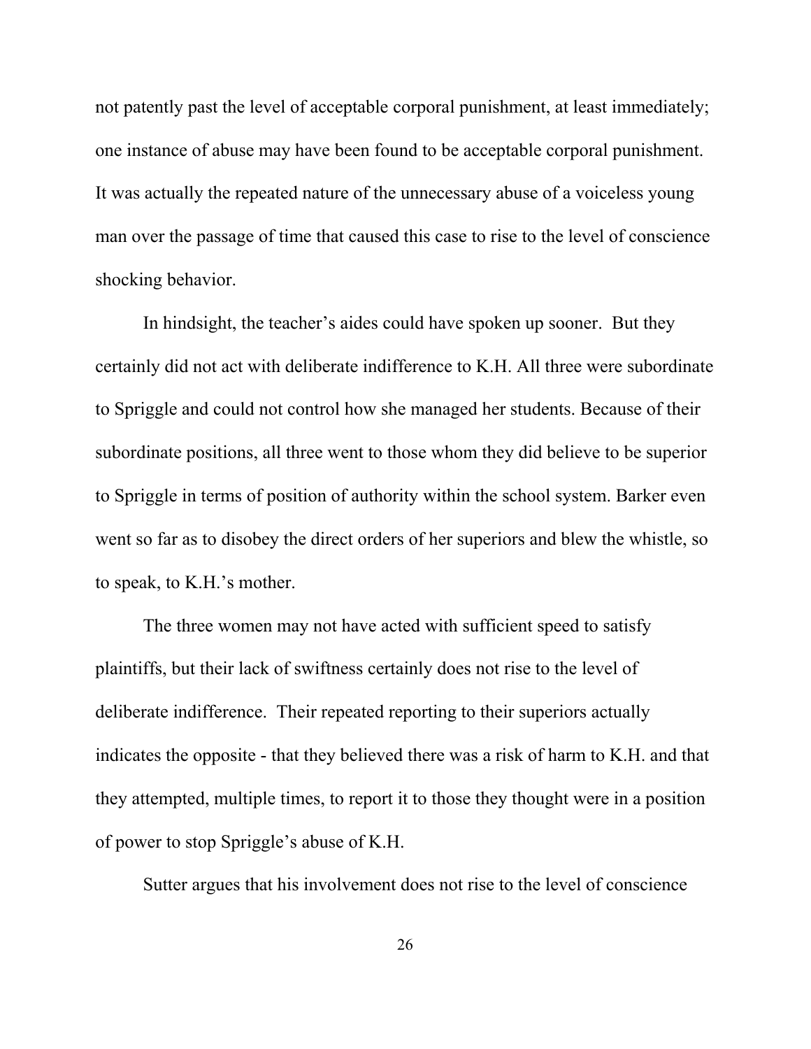not patently past the level of acceptable corporal punishment, at least immediately; one instance of abuse may have been found to be acceptable corporal punishment. It was actually the repeated nature of the unnecessary abuse of a voiceless young man over the passage of time that caused this case to rise to the level of conscience shocking behavior.

In hindsight, the teacher's aides could have spoken up sooner. But they certainly did not act with deliberate indifference to K.H. All three were subordinate to Spriggle and could not control how she managed her students. Because of their subordinate positions, all three went to those whom they did believe to be superior to Spriggle in terms of position of authority within the school system. Barker even went so far as to disobey the direct orders of her superiors and blew the whistle, so to speak, to K.H.'s mother.

The three women may not have acted with sufficient speed to satisfy plaintiffs, but their lack of swiftness certainly does not rise to the level of deliberate indifference. Their repeated reporting to their superiors actually indicates the opposite - that they believed there was a risk of harm to K.H. and that they attempted, multiple times, to report it to those they thought were in a position of power to stop Spriggle's abuse of K.H.

Sutter argues that his involvement does not rise to the level of conscience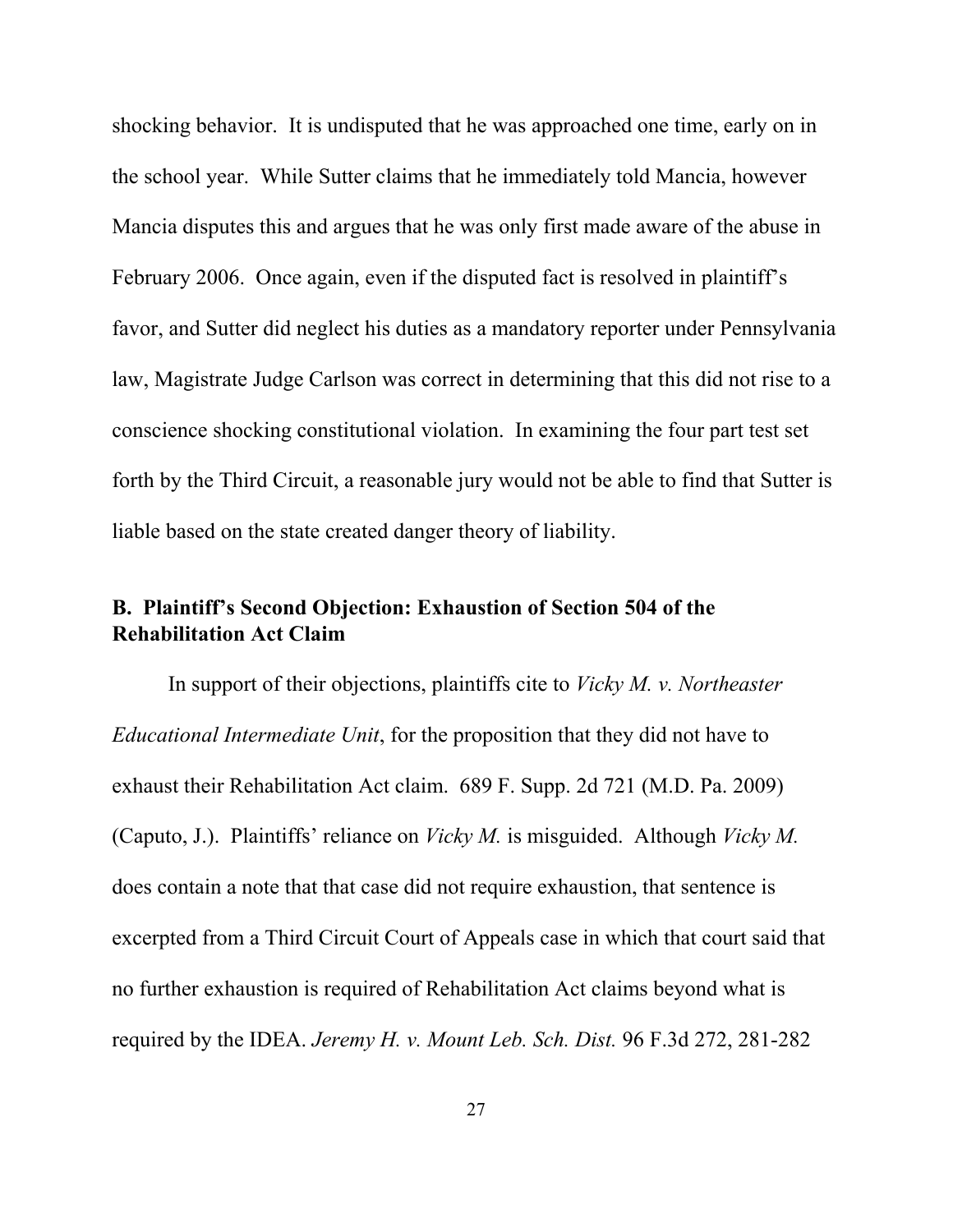shocking behavior. It is undisputed that he was approached one time, early on in the school year. While Sutter claims that he immediately told Mancia, however Mancia disputes this and argues that he was only first made aware of the abuse in February 2006. Once again, even if the disputed fact is resolved in plaintiff's favor, and Sutter did neglect his duties as a mandatory reporter under Pennsylvania law, Magistrate Judge Carlson was correct in determining that this did not rise to a conscience shocking constitutional violation. In examining the four part test set forth by the Third Circuit, a reasonable jury would not be able to find that Sutter is liable based on the state created danger theory of liability.

**B. Plaintiff's Second Objection: Exhaustion of Section 504 of the Rehabilitation Act Claim**

In support of their objections, plaintiffs cite to *Vicky M. v. Northeaster Educational Intermediate Unit*, for the proposition that they did not have to exhaust their Rehabilitation Act claim. 689 F. Supp. 2d 721 (M.D. Pa. 2009) (Caputo, J.). Plaintiffs' reliance on *Vicky M.* is misguided. Although *Vicky M.* does contain a note that that case did not require exhaustion, that sentence is excerpted from a Third Circuit Court of Appeals case in which that court said that no further exhaustion is required of Rehabilitation Act claims beyond what is required by the IDEA. *Jeremy H. v. Mount Leb. Sch. Dist.* 96 F.3d 272, 281-282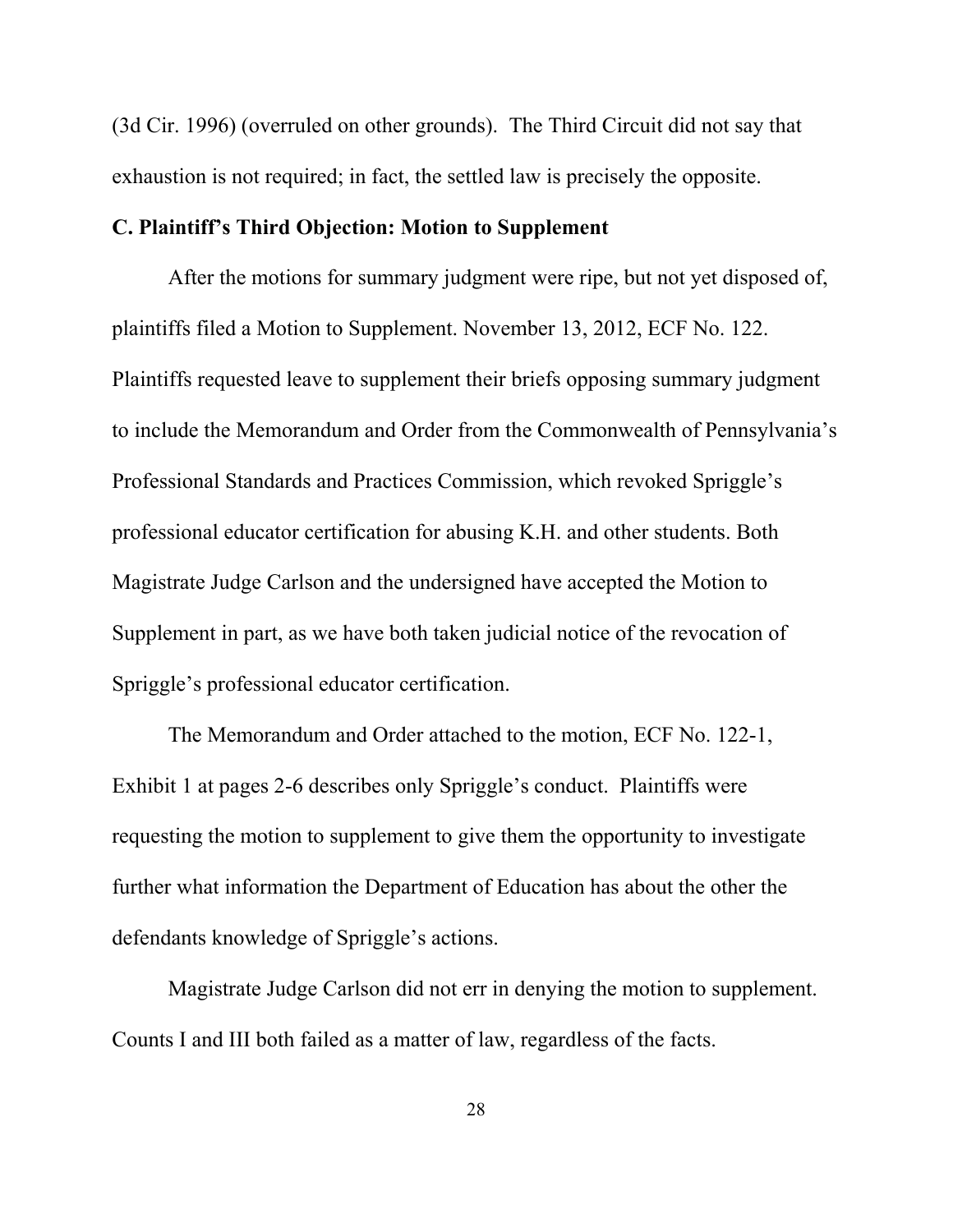(3d Cir. 1996) (overruled on other grounds). The Third Circuit did not say that exhaustion is not required; in fact, the settled law is precisely the opposite.

**C. Plaintiff's Third Objection: Motion to Supplement**

After the motions for summary judgment were ripe, but not yet disposed of, plaintiffs filed a Motion to Supplement. November 13, 2012, ECF No. 122. Plaintiffs requested leave to supplement their briefs opposing summary judgment to include the Memorandum and Order from the Commonwealth of Pennsylvania's Professional Standards and Practices Commission, which revoked Spriggle's professional educator certification for abusing K.H. and other students. Both Magistrate Judge Carlson and the undersigned have accepted the Motion to Supplement in part, as we have both taken judicial notice of the revocation of Spriggle's professional educator certification.

The Memorandum and Order attached to the motion, ECF No. 122-1, Exhibit 1 at pages 2-6 describes only Spriggle's conduct. Plaintiffs were requesting the motion to supplement to give them the opportunity to investigate further what information the Department of Education has about the other the defendants knowledge of Spriggle's actions.

Magistrate Judge Carlson did not err in denying the motion to supplement. Counts I and III both failed as a matter of law, regardless of the facts.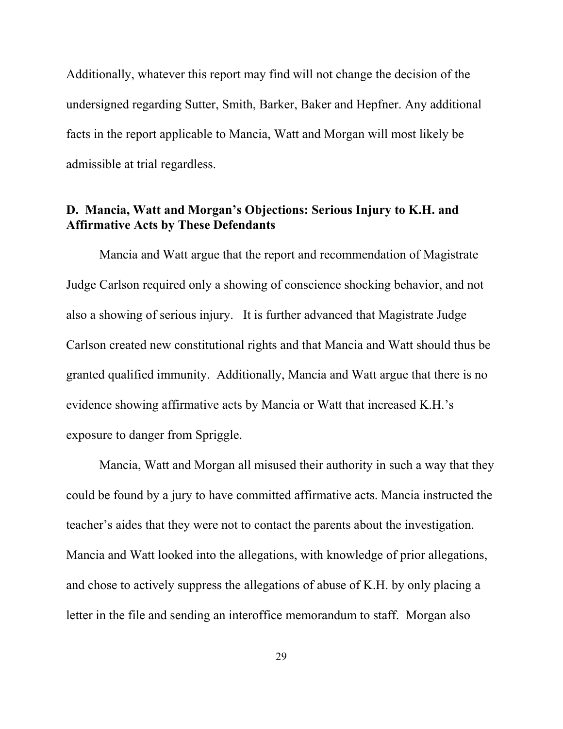Additionally, whatever this report may find will not change the decision of the undersigned regarding Sutter, Smith, Barker, Baker and Hepfner. Any additional facts in the report applicable to Mancia, Watt and Morgan will most likely be admissible at trial regardless.

### D. Mancia, Watt and Morgan's Objections: Serious Injury to K.H. and Affirmative Acts by These Defendants

Mancia and Watt argue that the report and recommendation of Magistrate Judge Carlson required only a showing of conscience shocking behavior, and not also a showing of serious injury. It is further advanced that Magistrate Judge Carlson created new constitutional rights and that Mancia and Watt should thus be granted qualified immunity. Additionally, Mancia and Watt argue that there is no evidence showing affirmative acts by Mancia or Watt that increased K.H.'s exposure to danger from Spriggle.

Mancia, Watt and Morgan all misused their authority in such a way that they could be found by a jury to have committed affirmative acts. Mancia instructed the teacher's aides that they were not to contact the parents about the investigation. Mancia and Watt looked into the allegations, with knowledge of prior allegations, and chose to actively suppress the allegations of abuse of K.H. by only placing a letter in the file and sending an interoffice memorandum to staff. Morgan also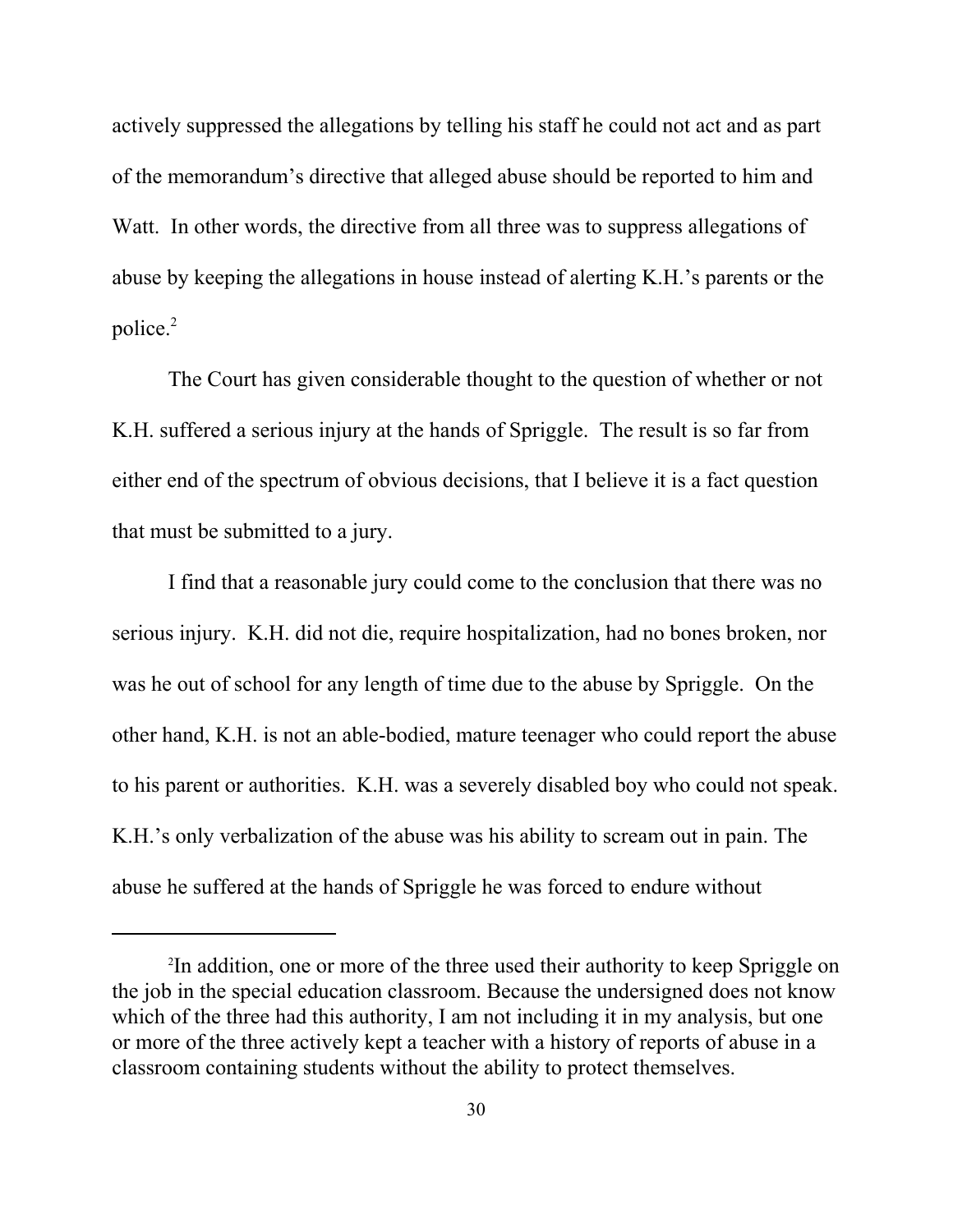actively suppressed the allegations by telling his staff he could not act and as part of the memorandum's directive that alleged abuse should be reported to him and Watt. In other words, the directive from all three was to suppress allegations of abuse by keeping the allegations in house instead of alerting K.H.'s parents or the police.[2]

The Court has given considerable thought to the question of whether or not K.H. suffered a serious injury at the hands of Spriggle. The result is so far from either end of the spectrum of obvious decisions, that I believe it is a fact question that must be submitted to a jury.

I find that a reasonable jury could come to the conclusion that there was no serious injury. K.H. did not die, require hospitalization, had no bones broken, nor was he out of school for any length of time due to the abuse by Spriggle. On the other hand, K.H. is not an able-bodied, mature teenager who could report the abuse to his parent or authorities. K.H. was a severely disabled boy who could not speak. K.H.'s only verbalization of the abuse was his ability to scream out in pain. The abuse he suffered at the hands of Spriggle he was forced to endure without

---

[2]In addition, one or more of the three used their authority to keep Spriggle on the job in the special education classroom. Because the undersigned does not know which of the three had this authority, I am not including it in my analysis, but one or more of the three actively kept a teacher with a history of reports of abuse in a classroom containing students without the ability to protect themselves.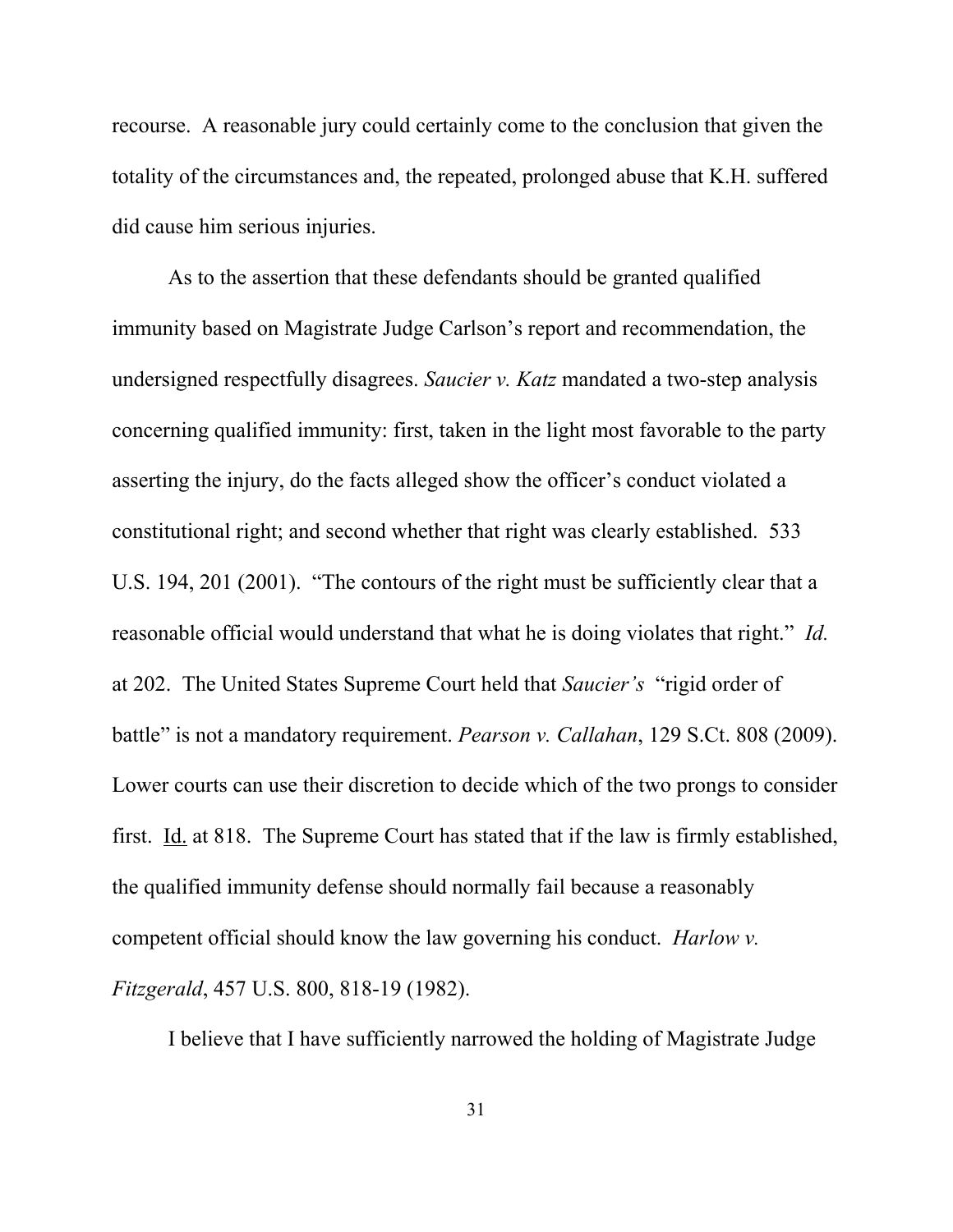recourse. A reasonable jury could certainly come to the conclusion that given the totality of the circumstances and, the repeated, prolonged abuse that K.H. suffered did cause him serious injuries.

As to the assertion that these defendants should be granted qualified immunity based on Magistrate Judge Carlson's report and recommendation, the undersigned respectfully disagrees. *Saucier v. Katz* mandated a two-step analysis concerning qualified immunity: first, taken in the light most favorable to the party asserting the injury, do the facts alleged show the officer's conduct violated a constitutional right; and second whether that right was clearly established. 533 U.S. 194, 201 (2001). "The contours of the right must be sufficiently clear that a reasonable official would understand that what he is doing violates that right." *Id.* at 202. The United States Supreme Court held that *Saucier's* "rigid order of battle" is not a mandatory requirement. *Pearson v. Callahan*, 129 S.Ct. 808 (2009). Lower courts can use their discretion to decide which of the two prongs to consider first. Id. at 818. The Supreme Court has stated that if the law is firmly established, the qualified immunity defense should normally fail because a reasonably competent official should know the law governing his conduct. *Harlow v. Fitzgerald*, 457 U.S. 800, 818-19 (1982).

I believe that I have sufficiently narrowed the holding of Magistrate Judge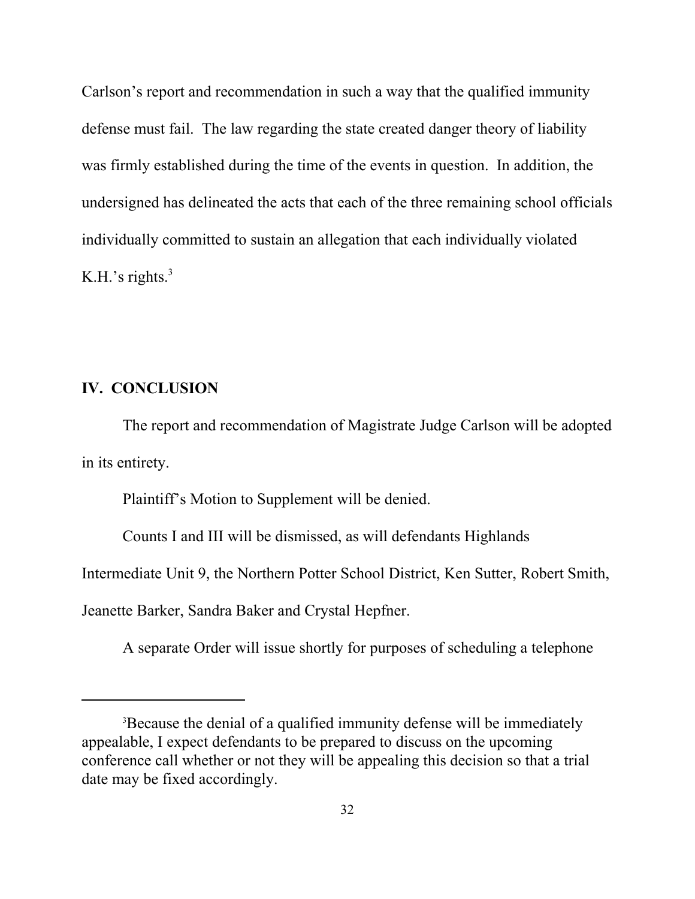Carlson's report and recommendation in such a way that the qualified immunity defense must fail. The law regarding the state created danger theory of liability was firmly established during the time of the events in question. In addition, the undersigned has delineated the acts that each of the three remaining school officials individually committed to sustain an allegation that each individually violated K.H.'s rights.[3]

## IV. CONCLUSION

The report and recommendation of Magistrate Judge Carlson will be adopted in its entirety.

Plaintiff's Motion to Supplement will be denied.

Counts I and III will be dismissed, as will defendants Highlands Intermediate Unit 9, the Northern Potter School District, Ken Sutter, Robert Smith, Jeanette Barker, Sandra Baker and Crystal Hepfner.

A separate Order will issue shortly for purposes of scheduling a telephone

---

[3]Because the denial of a qualified immunity defense will be immediately appealable, I expect defendants to be prepared to discuss on the upcoming conference call whether or not they will be appealing this decision so that a trial date may be fixed accordingly.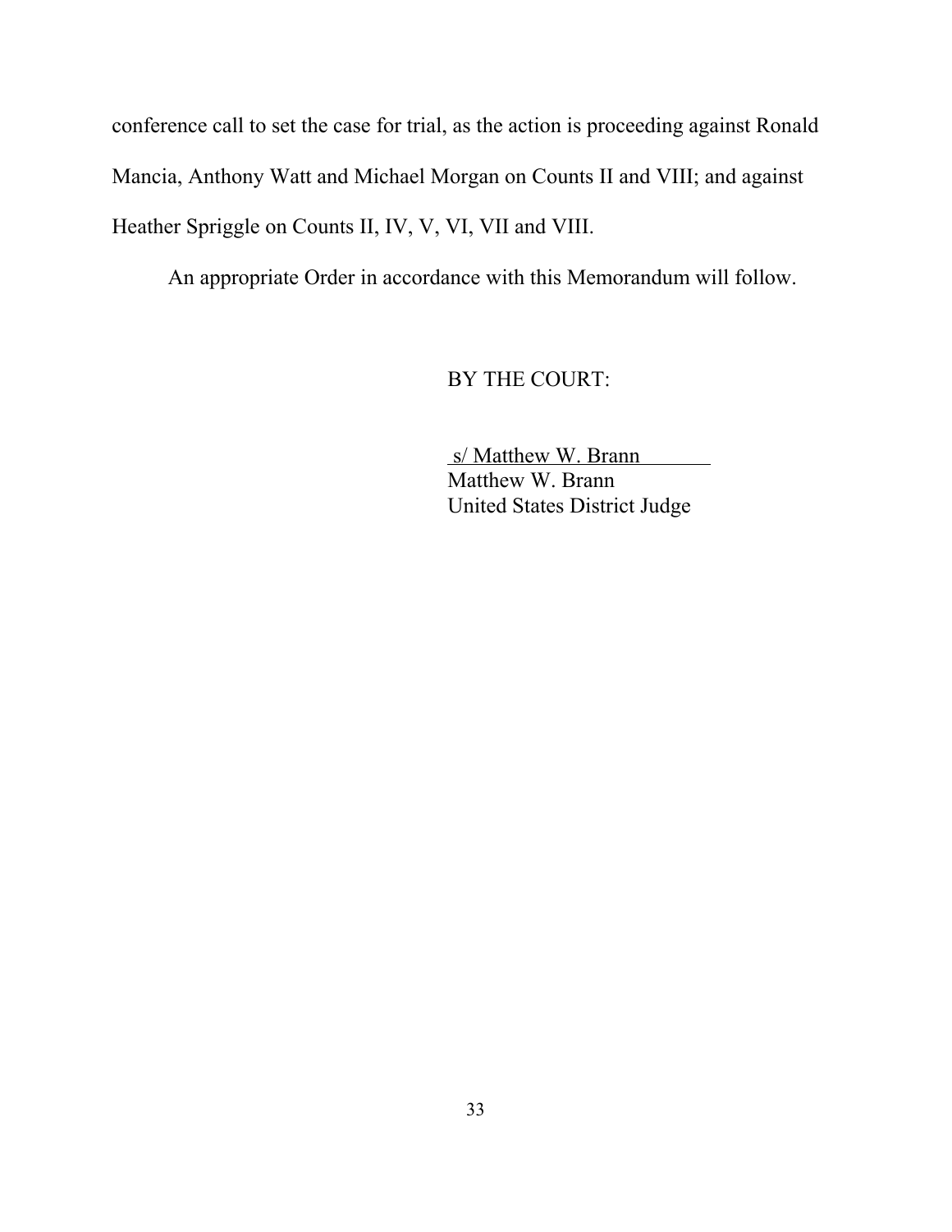conference call to set the case for trial, as the action is proceeding against Ronald Mancia, Anthony Watt and Michael Morgan on Counts II and VIII; and against Heather Spriggle on Counts II, IV, V, VI, VII and VIII.

An appropriate Order in accordance with this Memorandum will follow.

BY THE COURT:

s/ Matthew W. Brann
Matthew W. Brann
United States District Judge